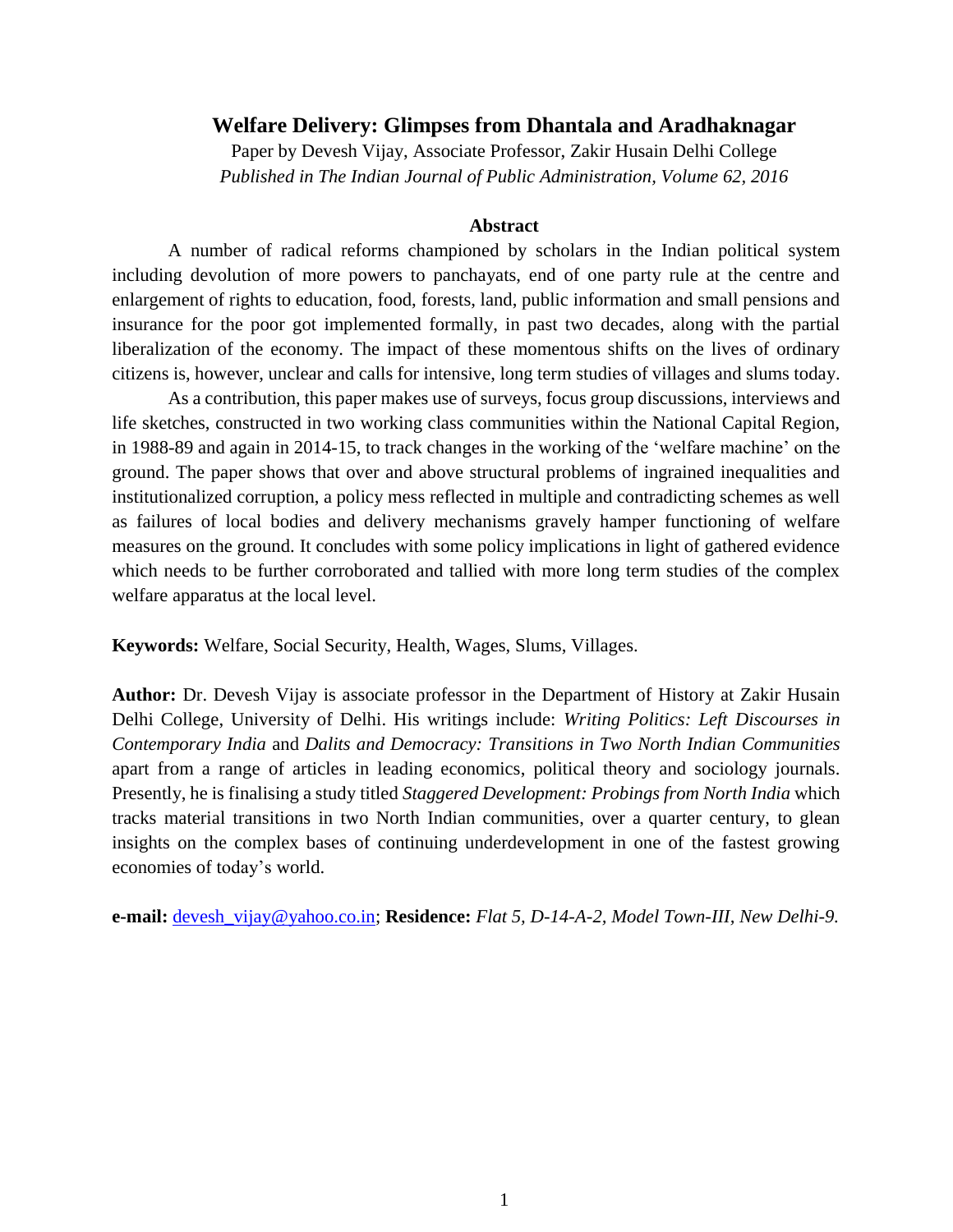# Welfare Delivery: Glimpses from Dhantala and Aradhaknagar

Paper by Devesh Vijay, Associate Professor, Zakir Husain Delhi College

*Published in The Indian Journal of Public Administration, Volume 62, 2016*

## Abstract

A number of radical reforms championed by scholars in the Indian political system including devolution of more powers to panchayats, end of one party rule at the centre and enlargement of rights to education, food, forests, land, public information and small pensions and insurance for the poor got implemented formally, in past two decades, along with the partial liberalization of the economy. The impact of these momentous shifts on the lives of ordinary citizens is, however, unclear and calls for intensive, long term studies of villages and slums today.

As a contribution, this paper makes use of surveys, focus group discussions, interviews and life sketches, constructed in two working class communities within the National Capital Region, in 1988-89 and again in 2014-15, to track changes in the working of the 'welfare machine' on the ground. The paper shows that over and above structural problems of ingrained inequalities and institutionalized corruption, a policy mess reflected in multiple and contradicting schemes as well as failures of local bodies and delivery mechanisms gravely hamper functioning of welfare measures on the ground. It concludes with some policy implications in light of gathered evidence which needs to be further corroborated and tallied with more long term studies of the complex welfare apparatus at the local level.

**Keywords:** Welfare, Social Security, Health, Wages, Slums, Villages.

**Author:** Dr. Devesh Vijay is associate professor in the Department of History at Zakir Husain Delhi College, University of Delhi. His writings include: *Writing Politics: Left Discourses in Contemporary India* and *Dalits and Democracy: Transitions in Two North Indian Communities* apart from a range of articles in leading economics, political theory and sociology journals. Presently, he is finalising a study titled *Staggered Development: Probings from North India* which tracks material transitions in two North Indian communities, over a quarter century, to glean insights on the complex bases of continuing underdevelopment in one of the fastest growing economies of today's world.

**e-mail:** devesh_vijay@yahoo.co.in; **Residence:** *Flat 5, D-14-A-2, Model Town-III, New Delhi-9.*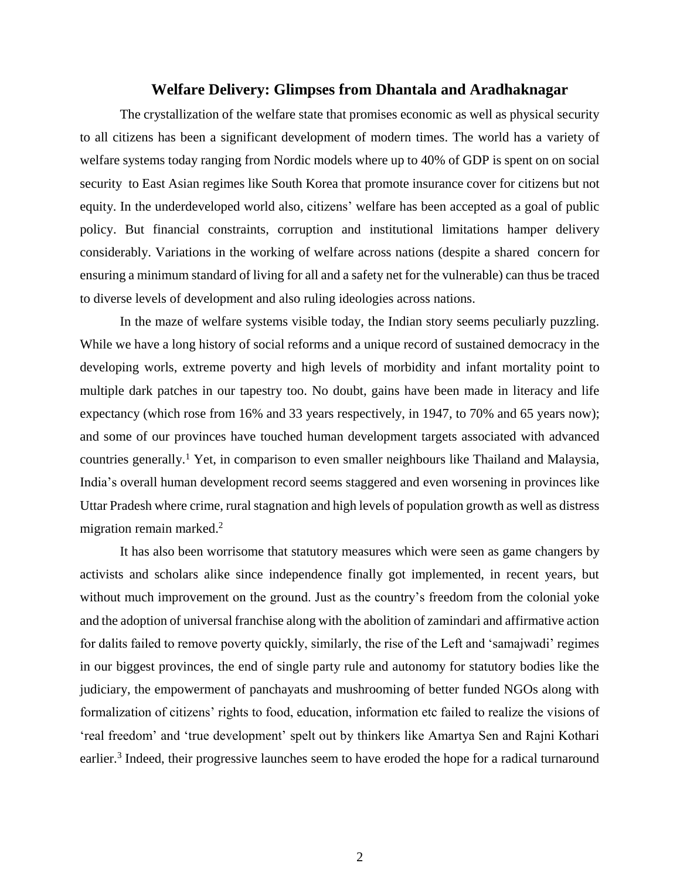## Welfare Delivery: Glimpses from Dhantala and Aradhaknagar

The crystallization of the welfare state that promises economic as well as physical security to all citizens has been a significant development of modern times. The world has a variety of welfare systems today ranging from Nordic models where up to 40% of GDP is spent on on social security to East Asian regimes like South Korea that promote insurance cover for citizens but not equity. In the underdeveloped world also, citizens' welfare has been accepted as a goal of public policy. But financial constraints, corruption and institutional limitations hamper delivery considerably. Variations in the working of welfare across nations (despite a shared concern for ensuring a minimum standard of living for all and a safety net for the vulnerable) can thus be traced to diverse levels of development and also ruling ideologies across nations.

In the maze of welfare systems visible today, the Indian story seems peculiarly puzzling. While we have a long history of social reforms and a unique record of sustained democracy in the developing worls, extreme poverty and high levels of morbidity and infant mortality point to multiple dark patches in our tapestry too. No doubt, gains have been made in literacy and life expectancy (which rose from 16% and 33 years respectively, in 1947, to 70% and 65 years now); and some of our provinces have touched human development targets associated with advanced countries generally.[1] Yet, in comparison to even smaller neighbours like Thailand and Malaysia, India's overall human development record seems staggered and even worsening in provinces like Uttar Pradesh where crime, rural stagnation and high levels of population growth as well as distress migration remain marked.[2]

It has also been worrisome that statutory measures which were seen as game changers by activists and scholars alike since independence finally got implemented, in recent years, but without much improvement on the ground. Just as the country's freedom from the colonial yoke and the adoption of universal franchise along with the abolition of zamindari and affirmative action for dalits failed to remove poverty quickly, similarly, the rise of the Left and 'samajwadi' regimes in our biggest provinces, the end of single party rule and autonomy for statutory bodies like the judiciary, the empowerment of panchayats and mushrooming of better funded NGOs along with formalization of citizens' rights to food, education, information etc failed to realize the visions of 'real freedom' and 'true development' spelt out by thinkers like Amartya Sen and Rajni Kothari earlier.[3] Indeed, their progressive launches seem to have eroded the hope for a radical turnaround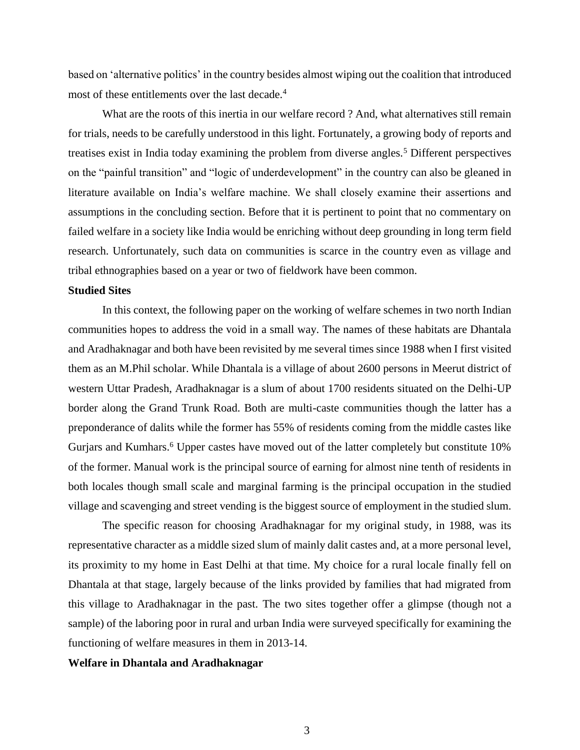based on 'alternative politics' in the country besides almost wiping out the coalition that introduced most of these entitlements over the last decade.[4]

What are the roots of this inertia in our welfare record ? And, what alternatives still remain for trials, needs to be carefully understood in this light. Fortunately, a growing body of reports and treatises exist in India today examining the problem from diverse angles.[5] Different perspectives on the "painful transition" and "logic of underdevelopment" in the country can also be gleaned in literature available on India's welfare machine. We shall closely examine their assertions and assumptions in the concluding section. Before that it is pertinent to point that no commentary on failed welfare in a society like India would be enriching without deep grounding in long term field research. Unfortunately, such data on communities is scarce in the country even as village and tribal ethnographies based on a year or two of fieldwork have been common.

**Studied Sites**

In this context, the following paper on the working of welfare schemes in two north Indian communities hopes to address the void in a small way. The names of these habitats are Dhantala and Aradhaknagar and both have been revisited by me several times since 1988 when I first visited them as an M.Phil scholar. While Dhantala is a village of about 2600 persons in Meerut district of western Uttar Pradesh, Aradhaknagar is a slum of about 1700 residents situated on the Delhi-UP border along the Grand Trunk Road. Both are multi-caste communities though the latter has a preponderance of dalits while the former has 55% of residents coming from the middle castes like Gurjars and Kumhars.[6] Upper castes have moved out of the latter completely but constitute 10% of the former. Manual work is the principal source of earning for almost nine tenth of residents in both locales though small scale and marginal farming is the principal occupation in the studied village and scavenging and street vending is the biggest source of employment in the studied slum.

The specific reason for choosing Aradhaknagar for my original study, in 1988, was its representative character as a middle sized slum of mainly dalit castes and, at a more personal level, its proximity to my home in East Delhi at that time. My choice for a rural locale finally fell on Dhantala at that stage, largely because of the links provided by families that had migrated from this village to Aradhaknagar in the past. The two sites together offer a glimpse (though not a sample) of the laboring poor in rural and urban India were surveyed specifically for examining the functioning of welfare measures in them in 2013-14.

**Welfare in Dhantala and Aradhaknagar**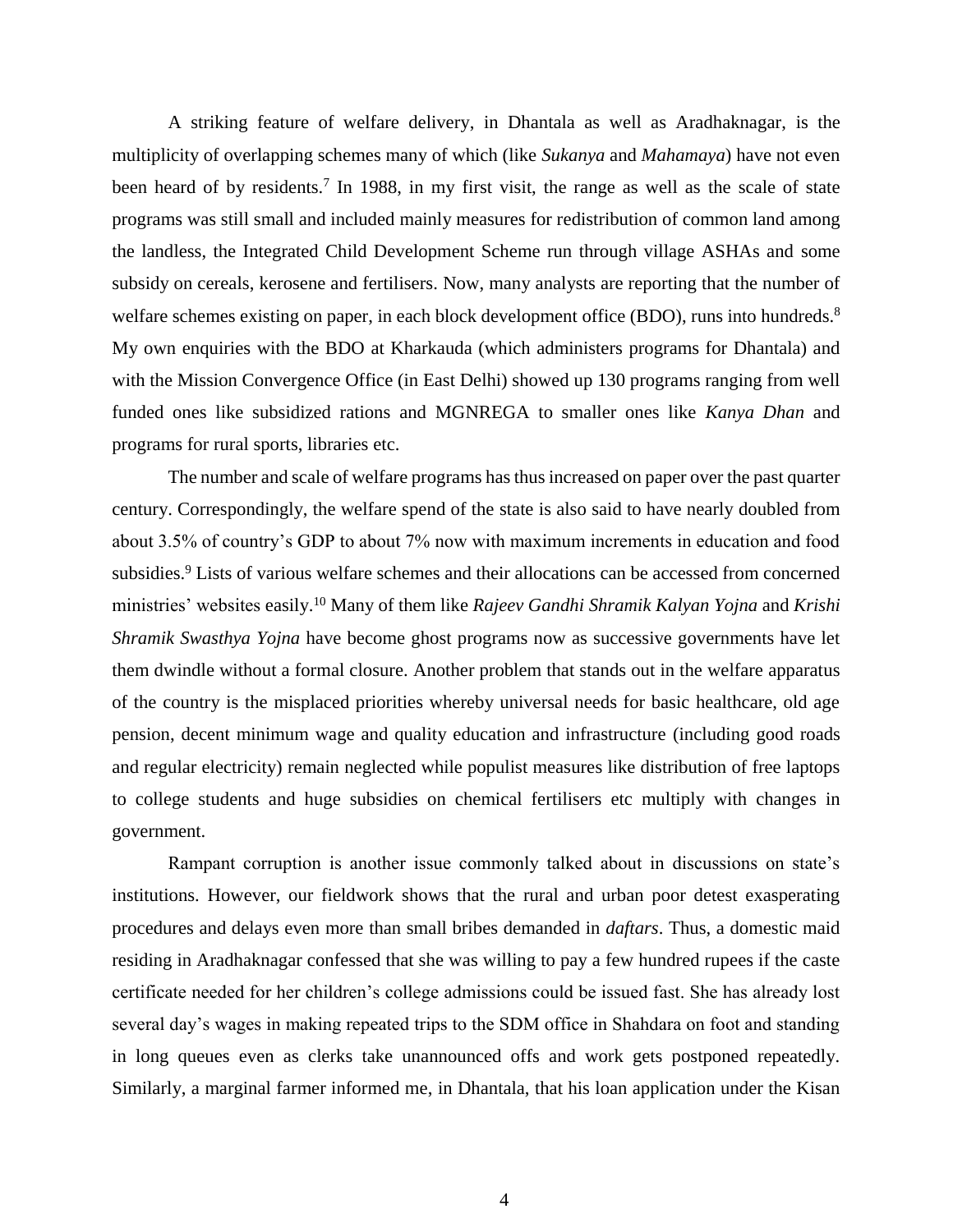A striking feature of welfare delivery, in Dhantala as well as Aradhaknagar, is the multiplicity of overlapping schemes many of which (like *Sukanya* and *Mahamaya*) have not even been heard of by residents.[7] In 1988, in my first visit, the range as well as the scale of state programs was still small and included mainly measures for redistribution of common land among the landless, the Integrated Child Development Scheme run through village ASHAs and some subsidy on cereals, kerosene and fertilisers. Now, many analysts are reporting that the number of welfare schemes existing on paper, in each block development office (BDO), runs into hundreds.[8] My own enquiries with the BDO at Kharkauda (which administers programs for Dhantala) and with the Mission Convergence Office (in East Delhi) showed up 130 programs ranging from well funded ones like subsidized rations and MGNREGA to smaller ones like *Kanya Dhan* and programs for rural sports, libraries etc.

The number and scale of welfare programs has thus increased on paper over the past quarter century. Correspondingly, the welfare spend of the state is also said to have nearly doubled from about 3.5% of country's GDP to about 7% now with maximum increments in education and food subsidies.[9] Lists of various welfare schemes and their allocations can be accessed from concerned ministries' websites easily.[10] Many of them like *Rajeev Gandhi Shramik Kalyan Yojna* and *Krishi Shramik Swasthya Yojna* have become ghost programs now as successive governments have let them dwindle without a formal closure. Another problem that stands out in the welfare apparatus of the country is the misplaced priorities whereby universal needs for basic healthcare, old age pension, decent minimum wage and quality education and infrastructure (including good roads and regular electricity) remain neglected while populist measures like distribution of free laptops to college students and huge subsidies on chemical fertilisers etc multiply with changes in government.

Rampant corruption is another issue commonly talked about in discussions on state's institutions. However, our fieldwork shows that the rural and urban poor detest exasperating procedures and delays even more than small bribes demanded in *daftars*. Thus, a domestic maid residing in Aradhaknagar confessed that she was willing to pay a few hundred rupees if the caste certificate needed for her children's college admissions could be issued fast. She has already lost several day's wages in making repeated trips to the SDM office in Shahdara on foot and standing in long queues even as clerks take unannounced offs and work gets postponed repeatedly. Similarly, a marginal farmer informed me, in Dhantala, that his loan application under the Kisan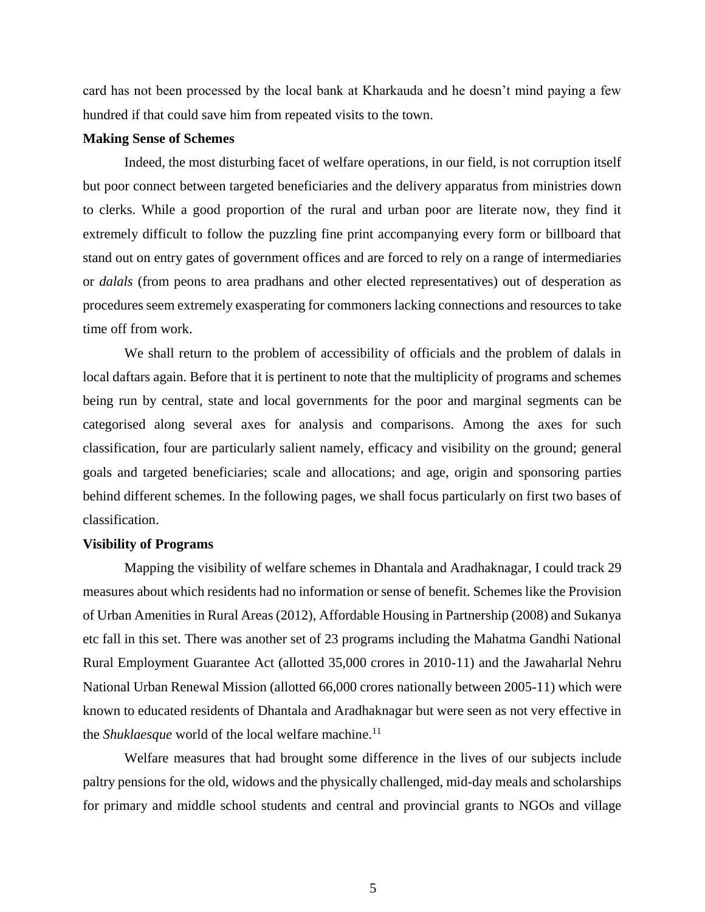card has not been processed by the local bank at Kharkauda and he doesn't mind paying a few hundred if that could save him from repeated visits to the town.

**Making Sense of Schemes**

Indeed, the most disturbing facet of welfare operations, in our field, is not corruption itself but poor connect between targeted beneficiaries and the delivery apparatus from ministries down to clerks. While a good proportion of the rural and urban poor are literate now, they find it extremely difficult to follow the puzzling fine print accompanying every form or billboard that stand out on entry gates of government offices and are forced to rely on a range of intermediaries or *dalals* (from peons to area pradhans and other elected representatives) out of desperation as procedures seem extremely exasperating for commoners lacking connections and resources to take time off from work.

We shall return to the problem of accessibility of officials and the problem of dalals in local daftars again. Before that it is pertinent to note that the multiplicity of programs and schemes being run by central, state and local governments for the poor and marginal segments can be categorised along several axes for analysis and comparisons. Among the axes for such classification, four are particularly salient namely, efficacy and visibility on the ground; general goals and targeted beneficiaries; scale and allocations; and age, origin and sponsoring parties behind different schemes. In the following pages, we shall focus particularly on first two bases of classification.

**Visibility of Programs**

Mapping the visibility of welfare schemes in Dhantala and Aradhaknagar, I could track 29 measures about which residents had no information or sense of benefit. Schemes like the Provision of Urban Amenities in Rural Areas (2012), Affordable Housing in Partnership (2008) and Sukanya etc fall in this set. There was another set of 23 programs including the Mahatma Gandhi National Rural Employment Guarantee Act (allotted 35,000 crores in 2010-11) and the Jawaharlal Nehru National Urban Renewal Mission (allotted 66,000 crores nationally between 2005-11) which were known to educated residents of Dhantala and Aradhaknagar but were seen as not very effective in the *Shuklaesque* world of the local welfare machine.[11]

Welfare measures that had brought some difference in the lives of our subjects include paltry pensions for the old, widows and the physically challenged, mid-day meals and scholarships for primary and middle school students and central and provincial grants to NGOs and village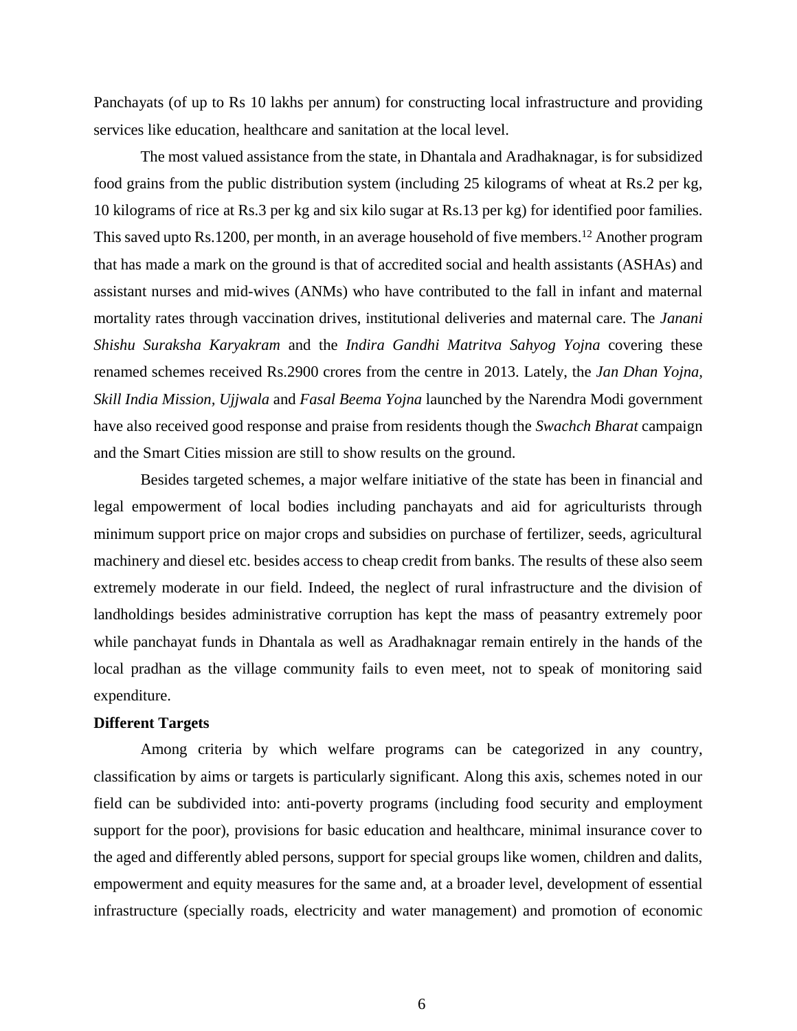Panchayats (of up to Rs 10 lakhs per annum) for constructing local infrastructure and providing services like education, healthcare and sanitation at the local level.

The most valued assistance from the state, in Dhantala and Aradhaknagar, is for subsidized food grains from the public distribution system (including 25 kilograms of wheat at Rs.2 per kg, 10 kilograms of rice at Rs.3 per kg and six kilo sugar at Rs.13 per kg) for identified poor families. This saved upto Rs.1200, per month, in an average household of five members.[12] Another program that has made a mark on the ground is that of accredited social and health assistants (ASHAs) and assistant nurses and mid-wives (ANMs) who have contributed to the fall in infant and maternal mortality rates through vaccination drives, institutional deliveries and maternal care. The *Janani Shishu Suraksha Karyakram* and the *Indira Gandhi Matritva Sahyog Yojna* covering these renamed schemes received Rs.2900 crores from the centre in 2013. Lately, the *Jan Dhan Yojna, Skill India Mission, Ujjwala* and *Fasal Beema Yojna* launched by the Narendra Modi government have also received good response and praise from residents though the *Swachch Bharat* campaign and the Smart Cities mission are still to show results on the ground.

Besides targeted schemes, a major welfare initiative of the state has been in financial and legal empowerment of local bodies including panchayats and aid for agriculturists through minimum support price on major crops and subsidies on purchase of fertilizer, seeds, agricultural machinery and diesel etc. besides access to cheap credit from banks. The results of these also seem extremely moderate in our field. Indeed, the neglect of rural infrastructure and the division of landholdings besides administrative corruption has kept the mass of peasantry extremely poor while panchayat funds in Dhantala as well as Aradhaknagar remain entirely in the hands of the local pradhan as the village community fails to even meet, not to speak of monitoring said expenditure.

**Different Targets**

Among criteria by which welfare programs can be categorized in any country, classification by aims or targets is particularly significant. Along this axis, schemes noted in our field can be subdivided into: anti-poverty programs (including food security and employment support for the poor), provisions for basic education and healthcare, minimal insurance cover to the aged and differently abled persons, support for special groups like women, children and dalits, empowerment and equity measures for the same and, at a broader level, development of essential infrastructure (specially roads, electricity and water management) and promotion of economic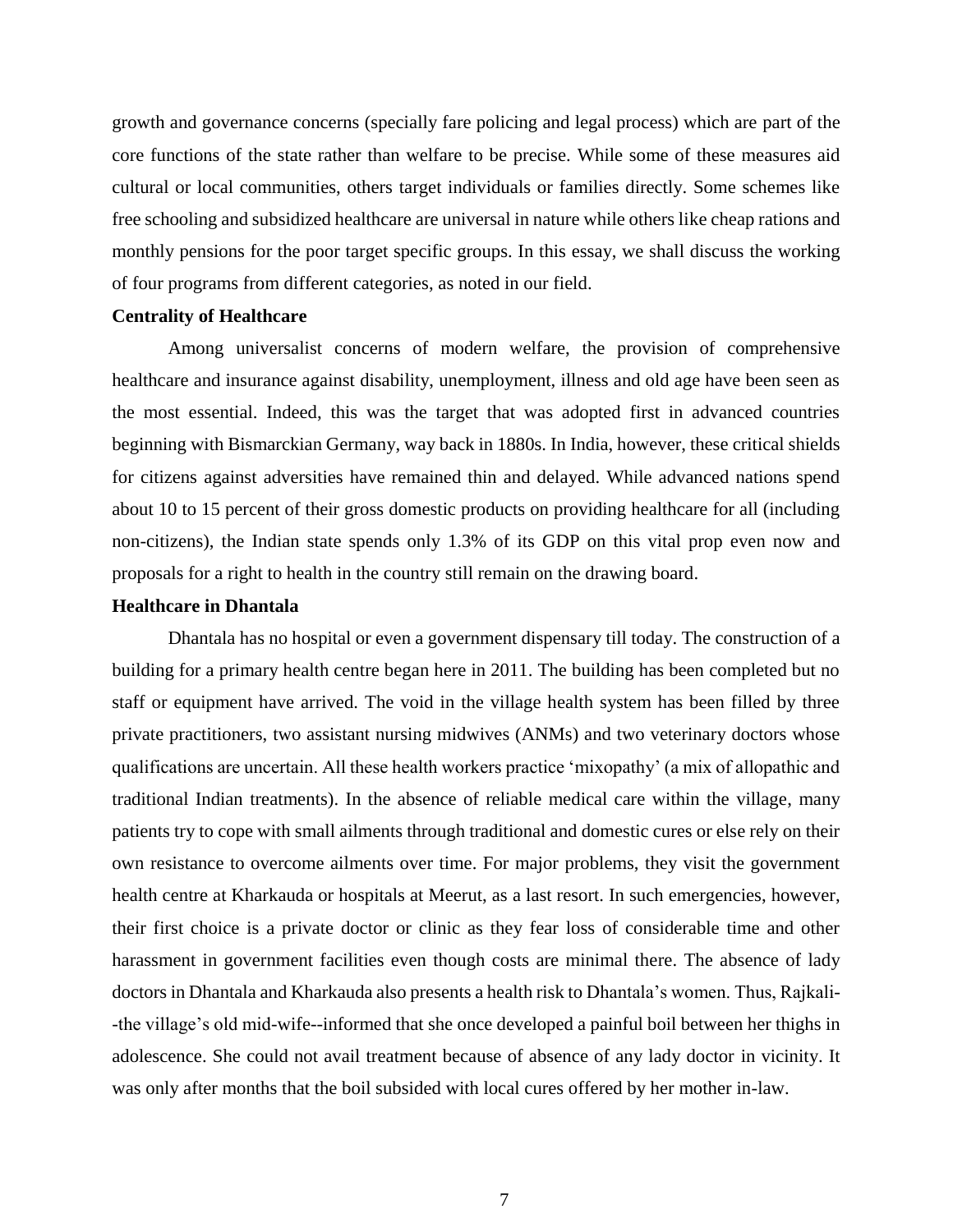growth and governance concerns (specially fare policing and legal process) which are part of the core functions of the state rather than welfare to be precise. While some of these measures aid cultural or local communities, others target individuals or families directly. Some schemes like free schooling and subsidized healthcare are universal in nature while others like cheap rations and monthly pensions for the poor target specific groups. In this essay, we shall discuss the working of four programs from different categories, as noted in our field.

**Centrality of Healthcare**

Among universalist concerns of modern welfare, the provision of comprehensive healthcare and insurance against disability, unemployment, illness and old age have been seen as the most essential. Indeed, this was the target that was adopted first in advanced countries beginning with Bismarckian Germany, way back in 1880s. In India, however, these critical shields for citizens against adversities have remained thin and delayed. While advanced nations spend about 10 to 15 percent of their gross domestic products on providing healthcare for all (including non-citizens), the Indian state spends only 1.3% of its GDP on this vital prop even now and proposals for a right to health in the country still remain on the drawing board.

**Healthcare in Dhantala**

Dhantala has no hospital or even a government dispensary till today. The construction of a building for a primary health centre began here in 2011. The building has been completed but no staff or equipment have arrived. The void in the village health system has been filled by three private practitioners, two assistant nursing midwives (ANMs) and two veterinary doctors whose qualifications are uncertain. All these health workers practice 'mixopathy' (a mix of allopathic and traditional Indian treatments). In the absence of reliable medical care within the village, many patients try to cope with small ailments through traditional and domestic cures or else rely on their own resistance to overcome ailments over time. For major problems, they visit the government health centre at Kharkauda or hospitals at Meerut, as a last resort. In such emergencies, however, their first choice is a private doctor or clinic as they fear loss of considerable time and other harassment in government facilities even though costs are minimal there. The absence of lady doctors in Dhantala and Kharkauda also presents a health risk to Dhantala's women. Thus, Rajkali--the village's old mid-wife--informed that she once developed a painful boil between her thighs in adolescence. She could not avail treatment because of absence of any lady doctor in vicinity. It was only after months that the boil subsided with local cures offered by her mother in-law.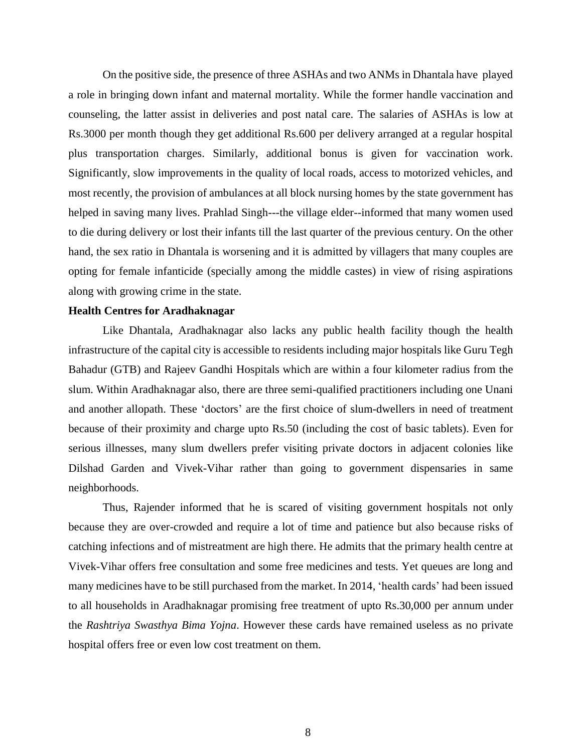On the positive side, the presence of three ASHAs and two ANMs in Dhantala have played a role in bringing down infant and maternal mortality. While the former handle vaccination and counseling, the latter assist in deliveries and post natal care. The salaries of ASHAs is low at Rs.3000 per month though they get additional Rs.600 per delivery arranged at a regular hospital plus transportation charges. Similarly, additional bonus is given for vaccination work. Significantly, slow improvements in the quality of local roads, access to motorized vehicles, and most recently, the provision of ambulances at all block nursing homes by the state government has helped in saving many lives. Prahlad Singh---the village elder--informed that many women used to die during delivery or lost their infants till the last quarter of the previous century. On the other hand, the sex ratio in Dhantala is worsening and it is admitted by villagers that many couples are opting for female infanticide (specially among the middle castes) in view of rising aspirations along with growing crime in the state.

**Health Centres for Aradhaknagar**

Like Dhantala, Aradhaknagar also lacks any public health facility though the health infrastructure of the capital city is accessible to residents including major hospitals like Guru Tegh Bahadur (GTB) and Rajeev Gandhi Hospitals which are within a four kilometer radius from the slum. Within Aradhaknagar also, there are three semi-qualified practitioners including one Unani and another allopath. These 'doctors' are the first choice of slum-dwellers in need of treatment because of their proximity and charge upto Rs.50 (including the cost of basic tablets). Even for serious illnesses, many slum dwellers prefer visiting private doctors in adjacent colonies like Dilshad Garden and Vivek-Vihar rather than going to government dispensaries in same neighborhoods.

Thus, Rajender informed that he is scared of visiting government hospitals not only because they are over-crowded and require a lot of time and patience but also because risks of catching infections and of mistreatment are high there. He admits that the primary health centre at Vivek-Vihar offers free consultation and some free medicines and tests. Yet queues are long and many medicines have to be still purchased from the market. In 2014, 'health cards' had been issued to all households in Aradhaknagar promising free treatment of upto Rs.30,000 per annum under the *Rashtriya Swasthya Bima Yojna*. However these cards have remained useless as no private hospital offers free or even low cost treatment on them.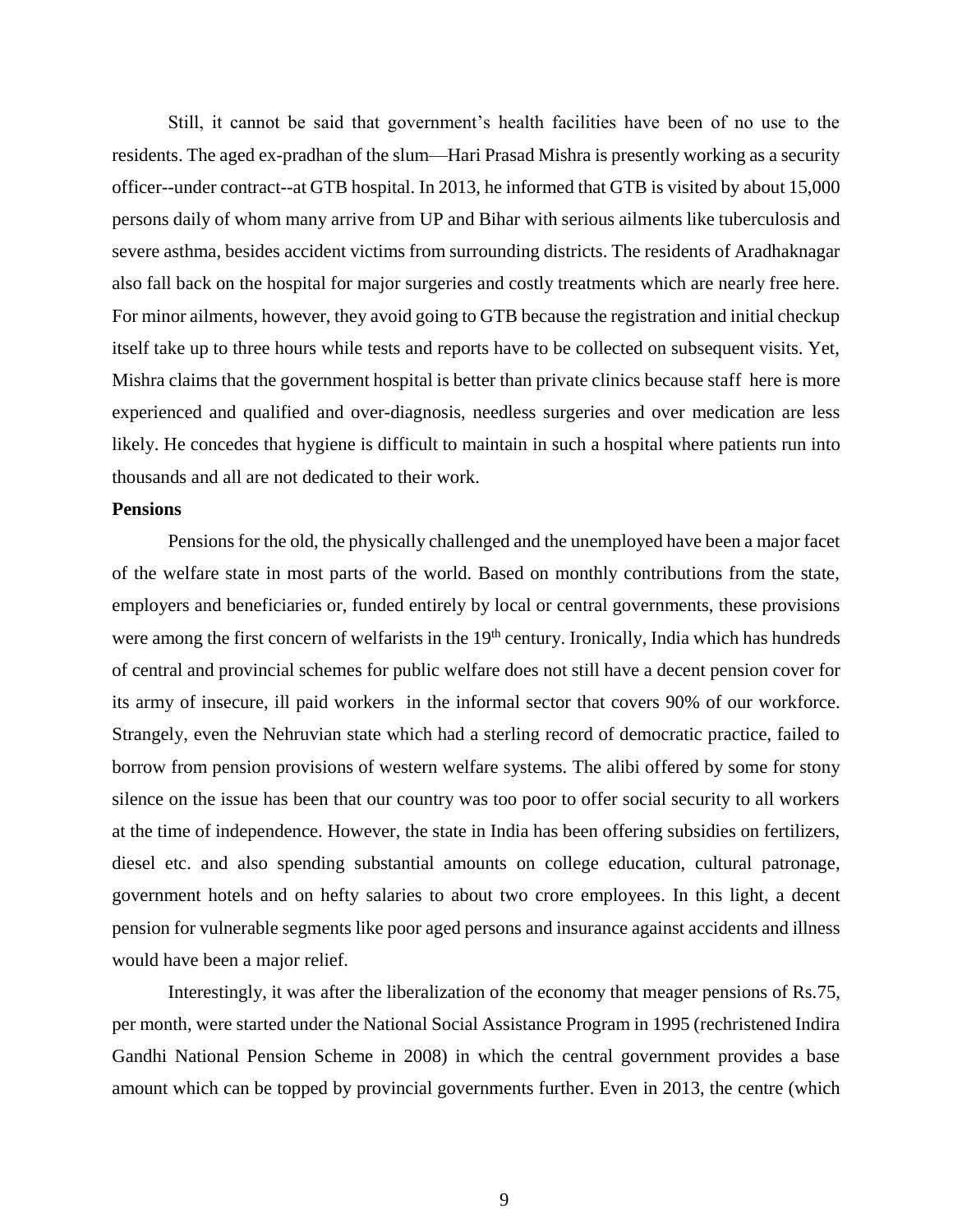Still, it cannot be said that government's health facilities have been of no use to the residents. The aged ex-pradhan of the slum—Hari Prasad Mishra is presently working as a security officer--under contract--at GTB hospital. In 2013, he informed that GTB is visited by about 15,000 persons daily of whom many arrive from UP and Bihar with serious ailments like tuberculosis and severe asthma, besides accident victims from surrounding districts. The residents of Aradhaknagar also fall back on the hospital for major surgeries and costly treatments which are nearly free here. For minor ailments, however, they avoid going to GTB because the registration and initial checkup itself take up to three hours while tests and reports have to be collected on subsequent visits. Yet, Mishra claims that the government hospital is better than private clinics because staff here is more experienced and qualified and over-diagnosis, needless surgeries and over medication are less likely. He concedes that hygiene is difficult to maintain in such a hospital where patients run into thousands and all are not dedicated to their work.

**Pensions**

Pensions for the old, the physically challenged and the unemployed have been a major facet of the welfare state in most parts of the world. Based on monthly contributions from the state, employers and beneficiaries or, funded entirely by local or central governments, these provisions were among the first concern of welfarists in the 19th century. Ironically, India which has hundreds of central and provincial schemes for public welfare does not still have a decent pension cover for its army of insecure, ill paid workers in the informal sector that covers 90% of our workforce. Strangely, even the Nehruvian state which had a sterling record of democratic practice, failed to borrow from pension provisions of western welfare systems. The alibi offered by some for stony silence on the issue has been that our country was too poor to offer social security to all workers at the time of independence. However, the state in India has been offering subsidies on fertilizers, diesel etc. and also spending substantial amounts on college education, cultural patronage, government hotels and on hefty salaries to about two crore employees. In this light, a decent pension for vulnerable segments like poor aged persons and insurance against accidents and illness would have been a major relief.

Interestingly, it was after the liberalization of the economy that meager pensions of Rs.75, per month, were started under the National Social Assistance Program in 1995 (rechristened Indira Gandhi National Pension Scheme in 2008) in which the central government provides a base amount which can be topped by provincial governments further. Even in 2013, the centre (which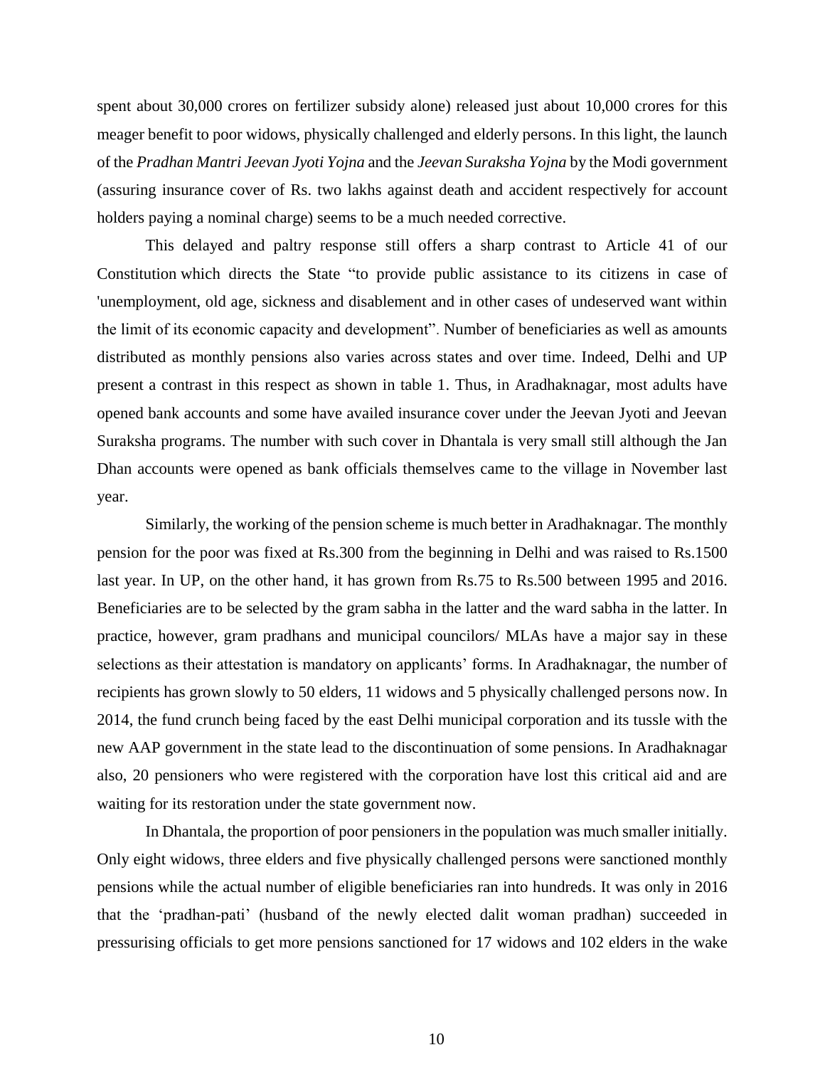spent about 30,000 crores on fertilizer subsidy alone) released just about 10,000 crores for this meager benefit to poor widows, physically challenged and elderly persons. In this light, the launch of the *Pradhan Mantri Jeevan Jyoti Yojna* and the *Jeevan Suraksha Yojna* by the Modi government (assuring insurance cover of Rs. two lakhs against death and accident respectively for account holders paying a nominal charge) seems to be a much needed corrective.

This delayed and paltry response still offers a sharp contrast to Article 41 of our Constitution which directs the State "to provide public assistance to its citizens in case of 'unemployment, old age, sickness and disablement and in other cases of undeserved want within the limit of its economic capacity and development". Number of beneficiaries as well as amounts distributed as monthly pensions also varies across states and over time. Indeed, Delhi and UP present a contrast in this respect as shown in table 1. Thus, in Aradhaknagar, most adults have opened bank accounts and some have availed insurance cover under the Jeevan Jyoti and Jeevan Suraksha programs. The number with such cover in Dhantala is very small still although the Jan Dhan accounts were opened as bank officials themselves came to the village in November last year.

Similarly, the working of the pension scheme is much better in Aradhaknagar. The monthly pension for the poor was fixed at Rs.300 from the beginning in Delhi and was raised to Rs.1500 last year. In UP, on the other hand, it has grown from Rs.75 to Rs.500 between 1995 and 2016. Beneficiaries are to be selected by the gram sabha in the latter and the ward sabha in the latter. In practice, however, gram pradhans and municipal councilors/ MLAs have a major say in these selections as their attestation is mandatory on applicants' forms. In Aradhaknagar, the number of recipients has grown slowly to 50 elders, 11 widows and 5 physically challenged persons now. In 2014, the fund crunch being faced by the east Delhi municipal corporation and its tussle with the new AAP government in the state lead to the discontinuation of some pensions. In Aradhaknagar also, 20 pensioners who were registered with the corporation have lost this critical aid and are waiting for its restoration under the state government now.

In Dhantala, the proportion of poor pensioners in the population was much smaller initially. Only eight widows, three elders and five physically challenged persons were sanctioned monthly pensions while the actual number of eligible beneficiaries ran into hundreds. It was only in 2016 that the 'pradhan-pati' (husband of the newly elected dalit woman pradhan) succeeded in pressurising officials to get more pensions sanctioned for 17 widows and 102 elders in the wake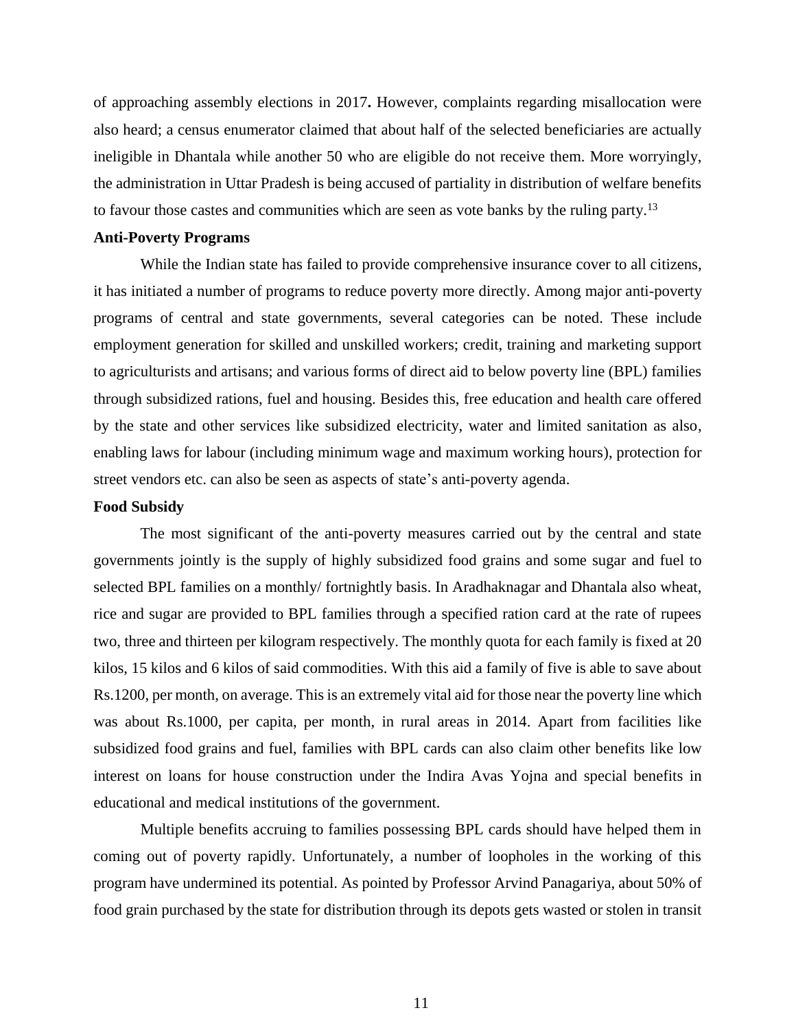of approaching assembly elections in 2017**.** However, complaints regarding misallocation were also heard; a census enumerator claimed that about half of the selected beneficiaries are actually ineligible in Dhantala while another 50 who are eligible do not receive them. More worryingly, the administration in Uttar Pradesh is being accused of partiality in distribution of welfare benefits to favour those castes and communities which are seen as vote banks by the ruling party.[13]

**Anti-Poverty Programs**

While the Indian state has failed to provide comprehensive insurance cover to all citizens, it has initiated a number of programs to reduce poverty more directly. Among major anti-poverty programs of central and state governments, several categories can be noted. These include employment generation for skilled and unskilled workers; credit, training and marketing support to agriculturists and artisans; and various forms of direct aid to below poverty line (BPL) families through subsidized rations, fuel and housing. Besides this, free education and health care offered by the state and other services like subsidized electricity, water and limited sanitation as also, enabling laws for labour (including minimum wage and maximum working hours), protection for street vendors etc. can also be seen as aspects of state's anti-poverty agenda.

**Food Subsidy**

The most significant of the anti-poverty measures carried out by the central and state governments jointly is the supply of highly subsidized food grains and some sugar and fuel to selected BPL families on a monthly/ fortnightly basis. In Aradhaknagar and Dhantala also wheat, rice and sugar are provided to BPL families through a specified ration card at the rate of rupees two, three and thirteen per kilogram respectively. The monthly quota for each family is fixed at 20 kilos, 15 kilos and 6 kilos of said commodities. With this aid a family of five is able to save about Rs.1200, per month, on average. This is an extremely vital aid for those near the poverty line which was about Rs.1000, per capita, per month, in rural areas in 2014. Apart from facilities like subsidized food grains and fuel, families with BPL cards can also claim other benefits like low interest on loans for house construction under the Indira Avas Yojna and special benefits in educational and medical institutions of the government.

Multiple benefits accruing to families possessing BPL cards should have helped them in coming out of poverty rapidly. Unfortunately, a number of loopholes in the working of this program have undermined its potential. As pointed by Professor Arvind Panagariya, about 50% of food grain purchased by the state for distribution through its depots gets wasted or stolen in transit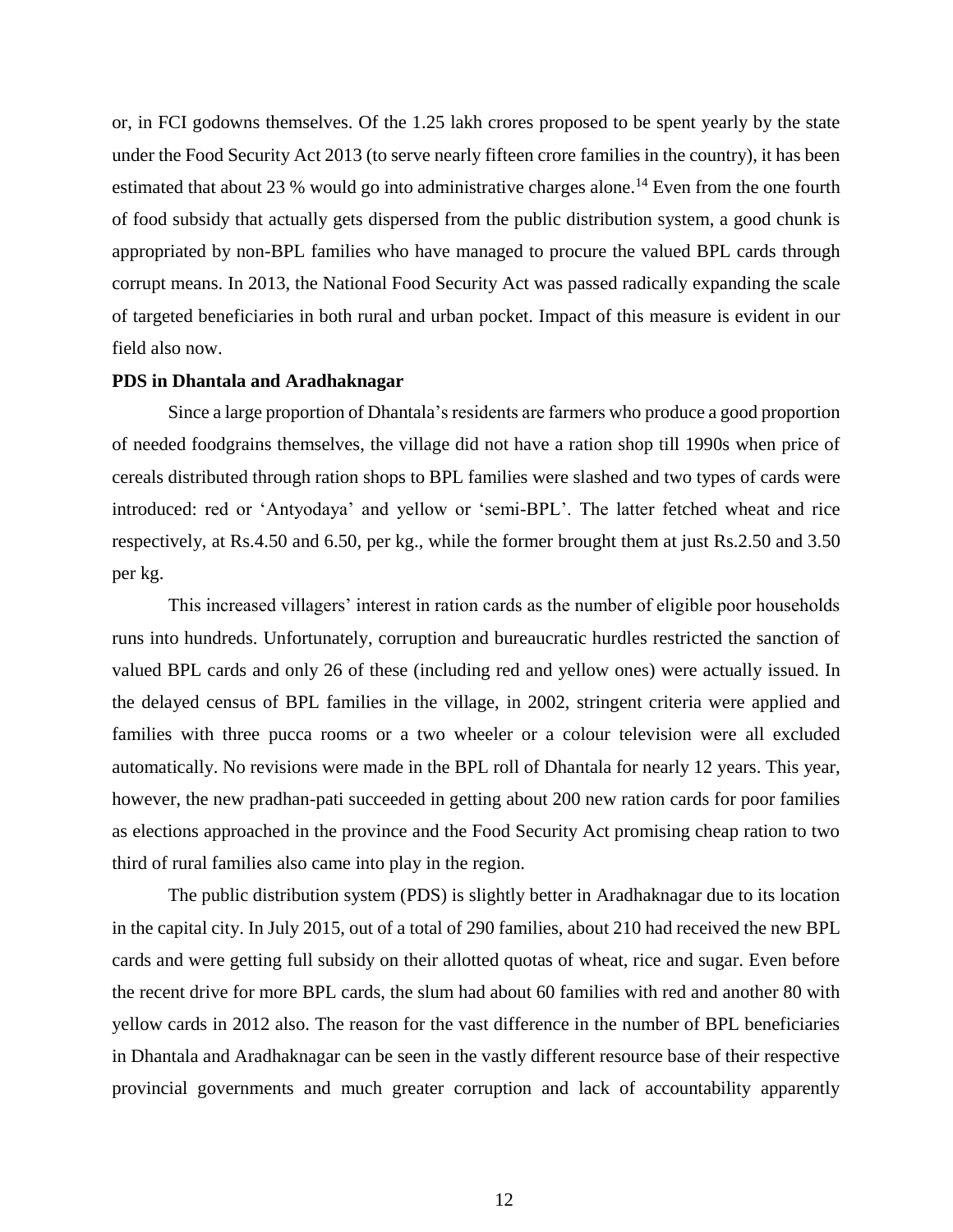or, in FCI godowns themselves. Of the 1.25 lakh crores proposed to be spent yearly by the state under the Food Security Act 2013 (to serve nearly fifteen crore families in the country), it has been estimated that about 23 % would go into administrative charges alone.[14] Even from the one fourth of food subsidy that actually gets dispersed from the public distribution system, a good chunk is appropriated by non-BPL families who have managed to procure the valued BPL cards through corrupt means. In 2013, the National Food Security Act was passed radically expanding the scale of targeted beneficiaries in both rural and urban pocket. Impact of this measure is evident in our field also now.

**PDS in Dhantala and Aradhaknagar**

Since a large proportion of Dhantala's residents are farmers who produce a good proportion of needed foodgrains themselves, the village did not have a ration shop till 1990s when price of cereals distributed through ration shops to BPL families were slashed and two types of cards were introduced: red or 'Antyodaya' and yellow or 'semi-BPL'. The latter fetched wheat and rice respectively, at Rs.4.50 and 6.50, per kg., while the former brought them at just Rs.2.50 and 3.50 per kg.

This increased villagers' interest in ration cards as the number of eligible poor households runs into hundreds. Unfortunately, corruption and bureaucratic hurdles restricted the sanction of valued BPL cards and only 26 of these (including red and yellow ones) were actually issued. In the delayed census of BPL families in the village, in 2002, stringent criteria were applied and families with three pucca rooms or a two wheeler or a colour television were all excluded automatically. No revisions were made in the BPL roll of Dhantala for nearly 12 years. This year, however, the new pradhan-pati succeeded in getting about 200 new ration cards for poor families as elections approached in the province and the Food Security Act promising cheap ration to two third of rural families also came into play in the region.

The public distribution system (PDS) is slightly better in Aradhaknagar due to its location in the capital city. In July 2015, out of a total of 290 families, about 210 had received the new BPL cards and were getting full subsidy on their allotted quotas of wheat, rice and sugar. Even before the recent drive for more BPL cards, the slum had about 60 families with red and another 80 with yellow cards in 2012 also. The reason for the vast difference in the number of BPL beneficiaries in Dhantala and Aradhaknagar can be seen in the vastly different resource base of their respective provincial governments and much greater corruption and lack of accountability apparently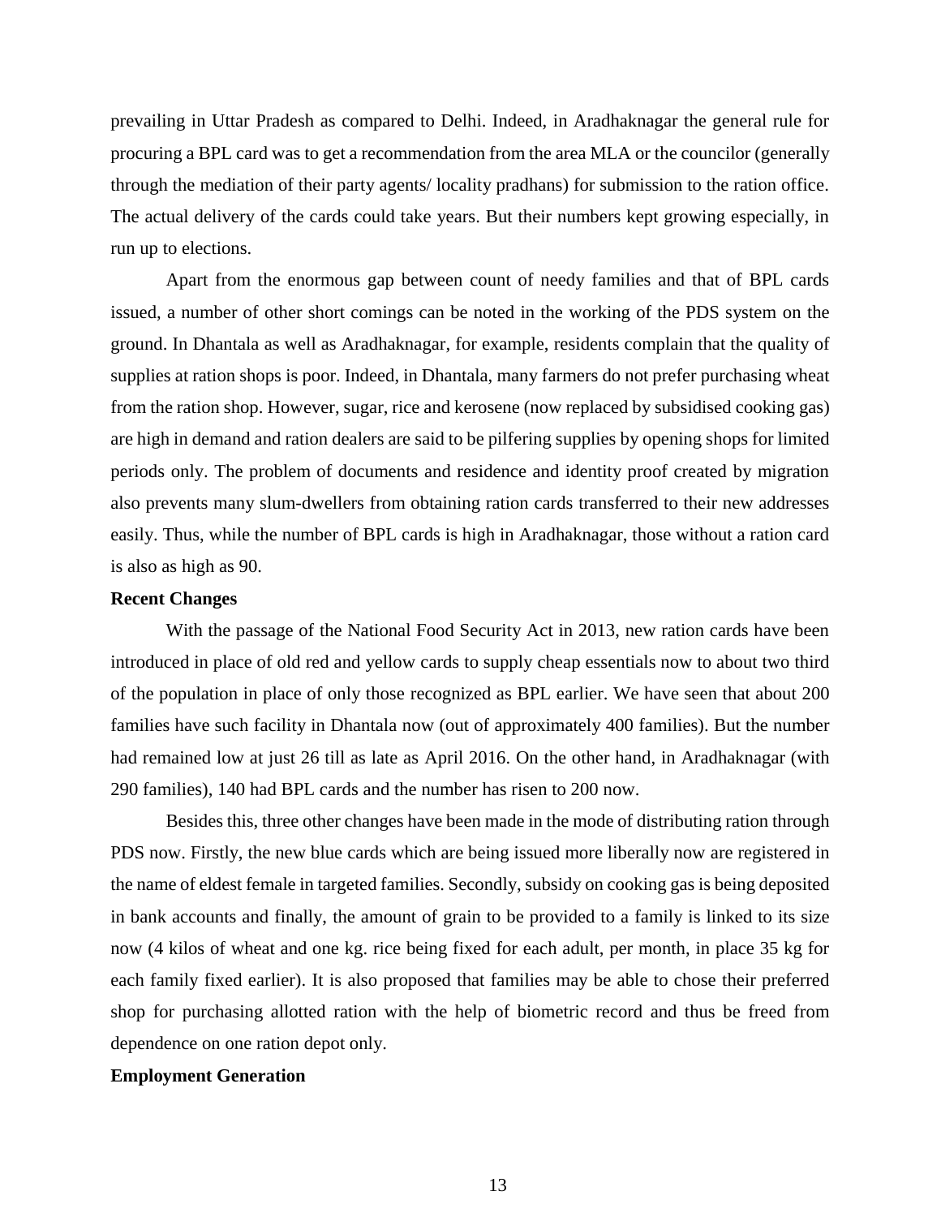prevailing in Uttar Pradesh as compared to Delhi. Indeed, in Aradhaknagar the general rule for procuring a BPL card was to get a recommendation from the area MLA or the councilor (generally through the mediation of their party agents/ locality pradhans) for submission to the ration office. The actual delivery of the cards could take years. But their numbers kept growing especially, in run up to elections.

Apart from the enormous gap between count of needy families and that of BPL cards issued, a number of other short comings can be noted in the working of the PDS system on the ground. In Dhantala as well as Aradhaknagar, for example, residents complain that the quality of supplies at ration shops is poor. Indeed, in Dhantala, many farmers do not prefer purchasing wheat from the ration shop. However, sugar, rice and kerosene (now replaced by subsidised cooking gas) are high in demand and ration dealers are said to be pilfering supplies by opening shops for limited periods only. The problem of documents and residence and identity proof created by migration also prevents many slum-dwellers from obtaining ration cards transferred to their new addresses easily. Thus, while the number of BPL cards is high in Aradhaknagar, those without a ration card is also as high as 90.

**Recent Changes**

With the passage of the National Food Security Act in 2013, new ration cards have been introduced in place of old red and yellow cards to supply cheap essentials now to about two third of the population in place of only those recognized as BPL earlier. We have seen that about 200 families have such facility in Dhantala now (out of approximately 400 families). But the number had remained low at just 26 till as late as April 2016. On the other hand, in Aradhaknagar (with 290 families), 140 had BPL cards and the number has risen to 200 now.

Besides this, three other changes have been made in the mode of distributing ration through PDS now. Firstly, the new blue cards which are being issued more liberally now are registered in the name of eldest female in targeted families. Secondly, subsidy on cooking gas is being deposited in bank accounts and finally, the amount of grain to be provided to a family is linked to its size now (4 kilos of wheat and one kg. rice being fixed for each adult, per month, in place 35 kg for each family fixed earlier). It is also proposed that families may be able to chose their preferred shop for purchasing allotted ration with the help of biometric record and thus be freed from dependence on one ration depot only.

**Employment Generation**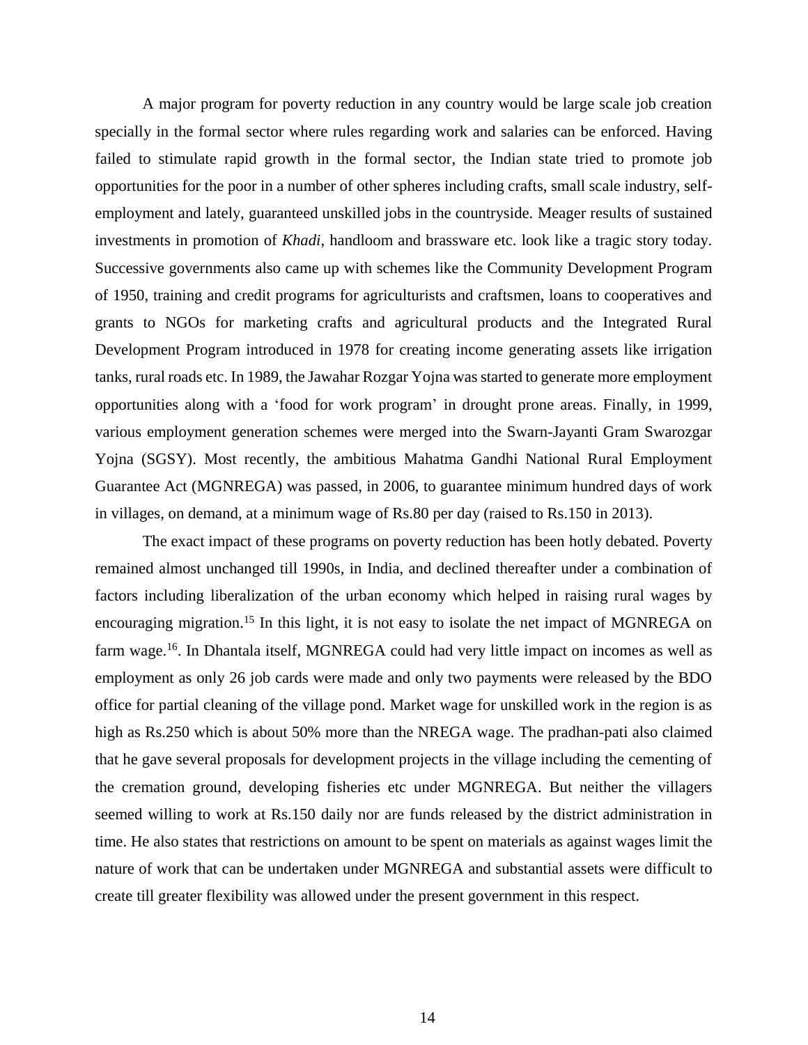A major program for poverty reduction in any country would be large scale job creation specially in the formal sector where rules regarding work and salaries can be enforced. Having failed to stimulate rapid growth in the formal sector, the Indian state tried to promote job opportunities for the poor in a number of other spheres including crafts, small scale industry, self-employment and lately, guaranteed unskilled jobs in the countryside. Meager results of sustained investments in promotion of *Khadi*, handloom and brassware etc. look like a tragic story today. Successive governments also came up with schemes like the Community Development Program of 1950, training and credit programs for agriculturists and craftsmen, loans to cooperatives and grants to NGOs for marketing crafts and agricultural products and the Integrated Rural Development Program introduced in 1978 for creating income generating assets like irrigation tanks, rural roads etc. In 1989, the Jawahar Rozgar Yojna was started to generate more employment opportunities along with a 'food for work program' in drought prone areas. Finally, in 1999, various employment generation schemes were merged into the Swarn-Jayanti Gram Swarozgar Yojna (SGSY). Most recently, the ambitious Mahatma Gandhi National Rural Employment Guarantee Act (MGNREGA) was passed, in 2006, to guarantee minimum hundred days of work in villages, on demand, at a minimum wage of Rs.80 per day (raised to Rs.150 in 2013).

The exact impact of these programs on poverty reduction has been hotly debated. Poverty remained almost unchanged till 1990s, in India, and declined thereafter under a combination of factors including liberalization of the urban economy which helped in raising rural wages by encouraging migration.[15] In this light, it is not easy to isolate the net impact of MGNREGA on farm wage.[16]. In Dhantala itself, MGNREGA could had very little impact on incomes as well as employment as only 26 job cards were made and only two payments were released by the BDO office for partial cleaning of the village pond. Market wage for unskilled work in the region is as high as Rs.250 which is about 50% more than the NREGA wage. The pradhan-pati also claimed that he gave several proposals for development projects in the village including the cementing of the cremation ground, developing fisheries etc under MGNREGA. But neither the villagers seemed willing to work at Rs.150 daily nor are funds released by the district administration in time. He also states that restrictions on amount to be spent on materials as against wages limit the nature of work that can be undertaken under MGNREGA and substantial assets were difficult to create till greater flexibility was allowed under the present government in this respect.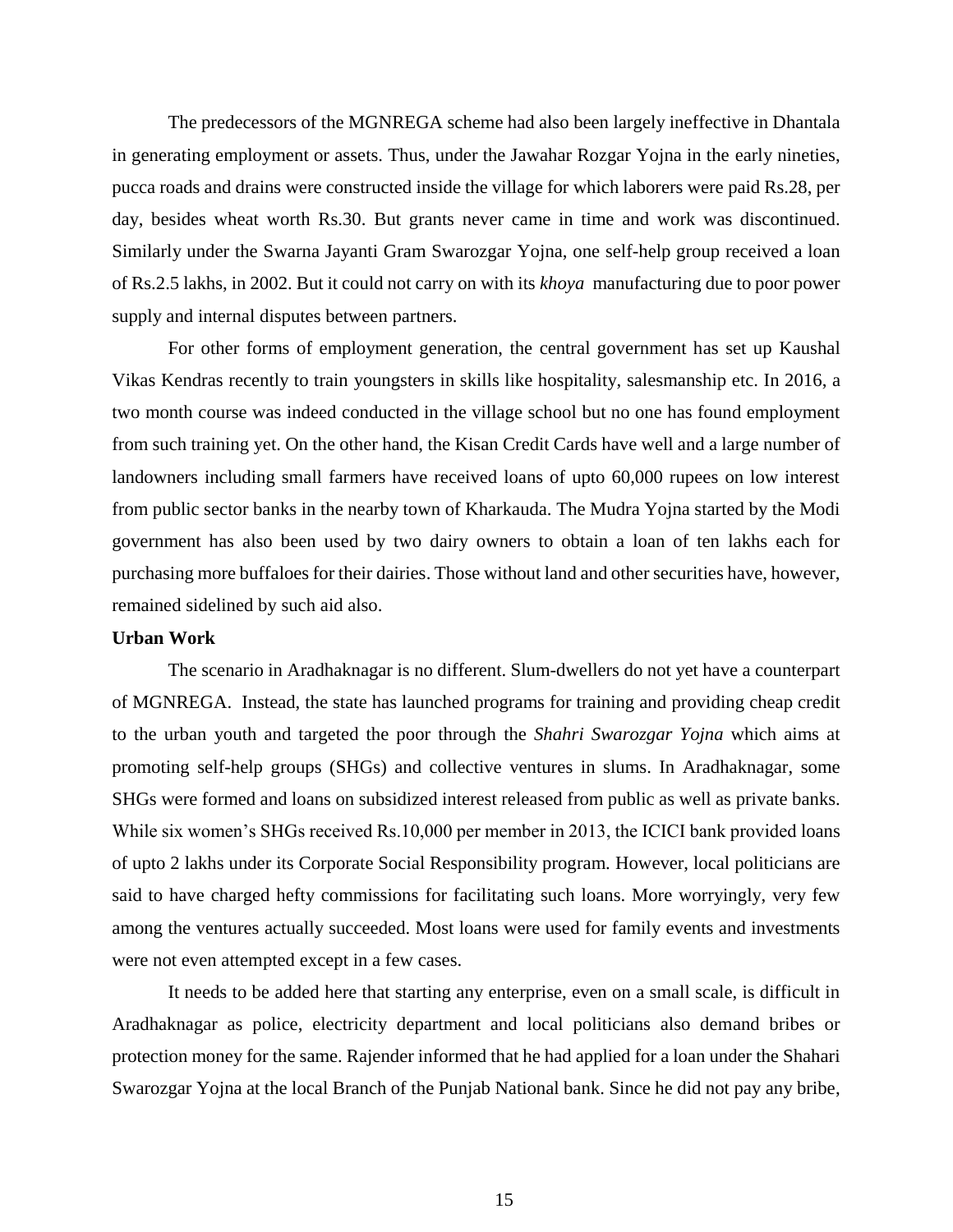The predecessors of the MGNREGA scheme had also been largely ineffective in Dhantala in generating employment or assets. Thus, under the Jawahar Rozgar Yojna in the early nineties, pucca roads and drains were constructed inside the village for which laborers were paid Rs.28, per day, besides wheat worth Rs.30. But grants never came in time and work was discontinued. Similarly under the Swarna Jayanti Gram Swarozgar Yojna, one self-help group received a loan of Rs.2.5 lakhs, in 2002. But it could not carry on with its *khoya* manufacturing due to poor power supply and internal disputes between partners.

For other forms of employment generation, the central government has set up Kaushal Vikas Kendras recently to train youngsters in skills like hospitality, salesmanship etc. In 2016, a two month course was indeed conducted in the village school but no one has found employment from such training yet. On the other hand, the Kisan Credit Cards have well and a large number of landowners including small farmers have received loans of upto 60,000 rupees on low interest from public sector banks in the nearby town of Kharkauda. The Mudra Yojna started by the Modi government has also been used by two dairy owners to obtain a loan of ten lakhs each for purchasing more buffaloes for their dairies. Those without land and other securities have, however, remained sidelined by such aid also.

**Urban Work**

The scenario in Aradhaknagar is no different. Slum-dwellers do not yet have a counterpart of MGNREGA. Instead, the state has launched programs for training and providing cheap credit to the urban youth and targeted the poor through the *Shahri Swarozgar Yojna* which aims at promoting self-help groups (SHGs) and collective ventures in slums. In Aradhaknagar, some SHGs were formed and loans on subsidized interest released from public as well as private banks. While six women's SHGs received Rs.10,000 per member in 2013, the ICICI bank provided loans of upto 2 lakhs under its Corporate Social Responsibility program. However, local politicians are said to have charged hefty commissions for facilitating such loans. More worryingly, very few among the ventures actually succeeded. Most loans were used for family events and investments were not even attempted except in a few cases.

It needs to be added here that starting any enterprise, even on a small scale, is difficult in Aradhaknagar as police, electricity department and local politicians also demand bribes or protection money for the same. Rajender informed that he had applied for a loan under the Shahari Swarozgar Yojna at the local Branch of the Punjab National bank. Since he did not pay any bribe,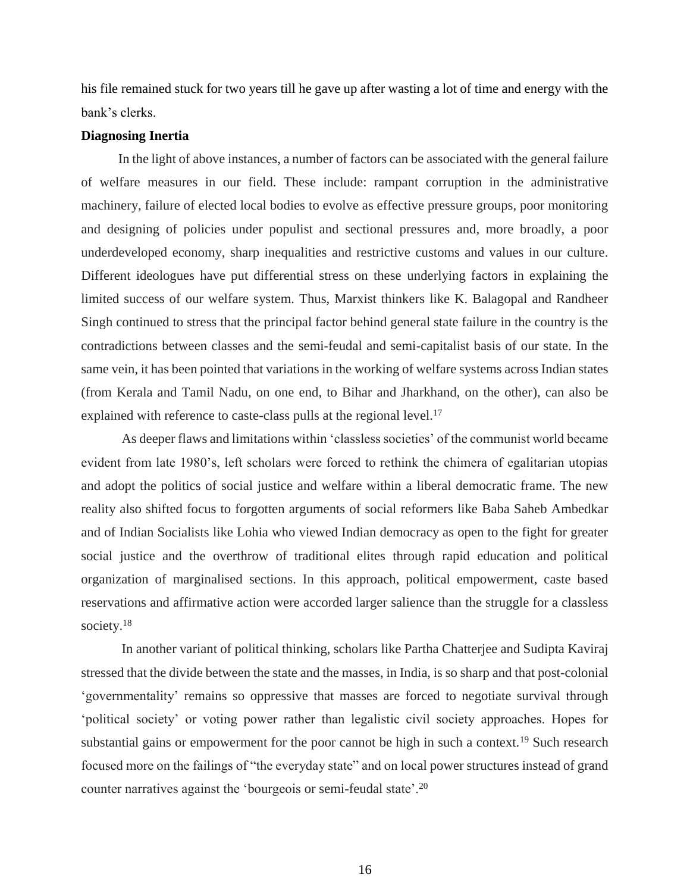his file remained stuck for two years till he gave up after wasting a lot of time and energy with the bank's clerks.

**Diagnosing Inertia**

In the light of above instances, a number of factors can be associated with the general failure of welfare measures in our field. These include: rampant corruption in the administrative machinery, failure of elected local bodies to evolve as effective pressure groups, poor monitoring and designing of policies under populist and sectional pressures and, more broadly, a poor underdeveloped economy, sharp inequalities and restrictive customs and values in our culture. Different ideologues have put differential stress on these underlying factors in explaining the limited success of our welfare system. Thus, Marxist thinkers like K. Balagopal and Randheer Singh continued to stress that the principal factor behind general state failure in the country is the contradictions between classes and the semi-feudal and semi-capitalist basis of our state. In the same vein, it has been pointed that variations in the working of welfare systems across Indian states (from Kerala and Tamil Nadu, on one end, to Bihar and Jharkhand, on the other), can also be explained with reference to caste-class pulls at the regional level.[17]

As deeper flaws and limitations within 'classless societies' of the communist world became evident from late 1980's, left scholars were forced to rethink the chimera of egalitarian utopias and adopt the politics of social justice and welfare within a liberal democratic frame. The new reality also shifted focus to forgotten arguments of social reformers like Baba Saheb Ambedkar and of Indian Socialists like Lohia who viewed Indian democracy as open to the fight for greater social justice and the overthrow of traditional elites through rapid education and political organization of marginalised sections. In this approach, political empowerment, caste based reservations and affirmative action were accorded larger salience than the struggle for a classless society.[18]

In another variant of political thinking, scholars like Partha Chatterjee and Sudipta Kaviraj stressed that the divide between the state and the masses, in India, is so sharp and that post-colonial 'governmentality' remains so oppressive that masses are forced to negotiate survival through 'political society' or voting power rather than legalistic civil society approaches. Hopes for substantial gains or empowerment for the poor cannot be high in such a context.[19] Such research focused more on the failings of "the everyday state" and on local power structures instead of grand counter narratives against the 'bourgeois or semi-feudal state'.[20]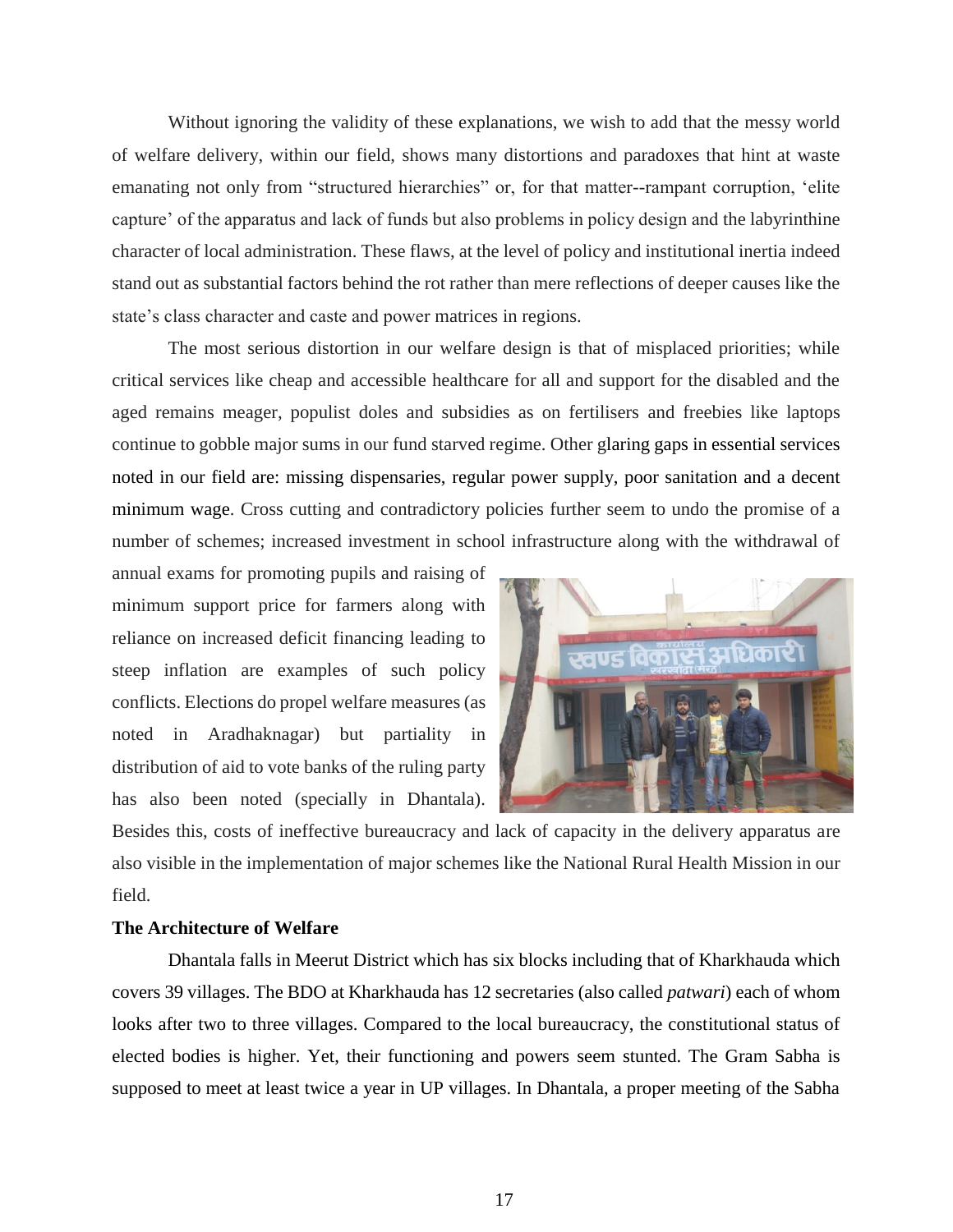Without ignoring the validity of these explanations, we wish to add that the messy world of welfare delivery, within our field, shows many distortions and paradoxes that hint at waste emanating not only from "structured hierarchies" or, for that matter--rampant corruption, 'elite capture' of the apparatus and lack of funds but also problems in policy design and the labyrinthine character of local administration. These flaws, at the level of policy and institutional inertia indeed stand out as substantial factors behind the rot rather than mere reflections of deeper causes like the state's class character and caste and power matrices in regions.

The most serious distortion in our welfare design is that of misplaced priorities; while critical services like cheap and accessible healthcare for all and support for the disabled and the aged remains meager, populist doles and subsidies as on fertilisers and freebies like laptops continue to gobble major sums in our fund starved regime. Other glaring gaps in essential services noted in our field are: missing dispensaries, regular power supply, poor sanitation and a decent minimum wage. Cross cutting and contradictory policies further seem to undo the promise of a number of schemes; increased investment in school infrastructure along with the withdrawal of annual exams for promoting pupils and raising of minimum support price for farmers along with reliance on increased deficit financing leading to steep inflation are examples of such policy conflicts. Elections do propel welfare measures (as noted in Aradhaknagar) but partiality in distribution of aid to vote banks of the ruling party has also been noted (specially in Dhantala). Besides this, costs of ineffective bureaucracy and lack of capacity in the delivery apparatus are also visible in the implementation of major schemes like the National Rural Health Mission in our field.

**The Architecture of Welfare**

Dhantala falls in Meerut District which has six blocks including that of Kharkhauda which covers 39 villages. The BDO at Kharkhauda has 12 secretaries (also called *patwari*) each of whom looks after two to three villages. Compared to the local bureaucracy, the constitutional status of elected bodies is higher. Yet, their functioning and powers seem stunted. The Gram Sabha is supposed to meet at least twice a year in UP villages. In Dhantala, a proper meeting of the Sabha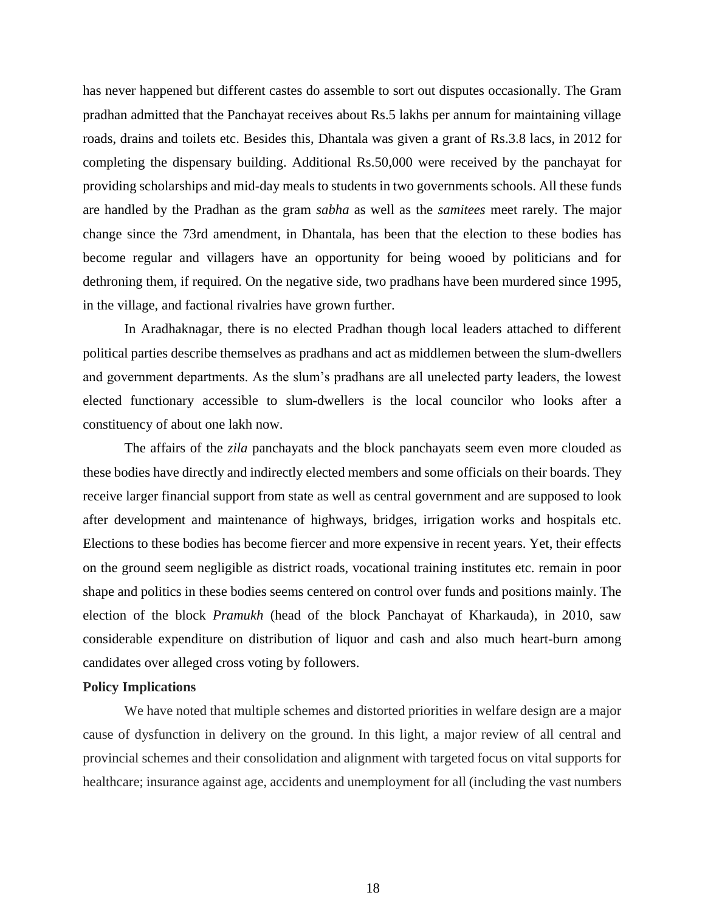has never happened but different castes do assemble to sort out disputes occasionally. The Gram pradhan admitted that the Panchayat receives about Rs.5 lakhs per annum for maintaining village roads, drains and toilets etc. Besides this, Dhantala was given a grant of Rs.3.8 lacs, in 2012 for completing the dispensary building. Additional Rs.50,000 were received by the panchayat for providing scholarships and mid-day meals to students in two governments schools. All these funds are handled by the Pradhan as the gram *sabha* as well as the *samitees* meet rarely. The major change since the 73rd amendment, in Dhantala, has been that the election to these bodies has become regular and villagers have an opportunity for being wooed by politicians and for dethroning them, if required. On the negative side, two pradhans have been murdered since 1995, in the village, and factional rivalries have grown further.

In Aradhaknagar, there is no elected Pradhan though local leaders attached to different political parties describe themselves as pradhans and act as middlemen between the slum-dwellers and government departments. As the slum's pradhans are all unelected party leaders, the lowest elected functionary accessible to slum-dwellers is the local councilor who looks after a constituency of about one lakh now.

The affairs of the *zila* panchayats and the block panchayats seem even more clouded as these bodies have directly and indirectly elected members and some officials on their boards. They receive larger financial support from state as well as central government and are supposed to look after development and maintenance of highways, bridges, irrigation works and hospitals etc. Elections to these bodies has become fiercer and more expensive in recent years. Yet, their effects on the ground seem negligible as district roads, vocational training institutes etc. remain in poor shape and politics in these bodies seems centered on control over funds and positions mainly. The election of the block *Pramukh* (head of the block Panchayat of Kharkauda), in 2010, saw considerable expenditure on distribution of liquor and cash and also much heart-burn among candidates over alleged cross voting by followers.

**Policy Implications**

We have noted that multiple schemes and distorted priorities in welfare design are a major cause of dysfunction in delivery on the ground. In this light, a major review of all central and provincial schemes and their consolidation and alignment with targeted focus on vital supports for healthcare; insurance against age, accidents and unemployment for all (including the vast numbers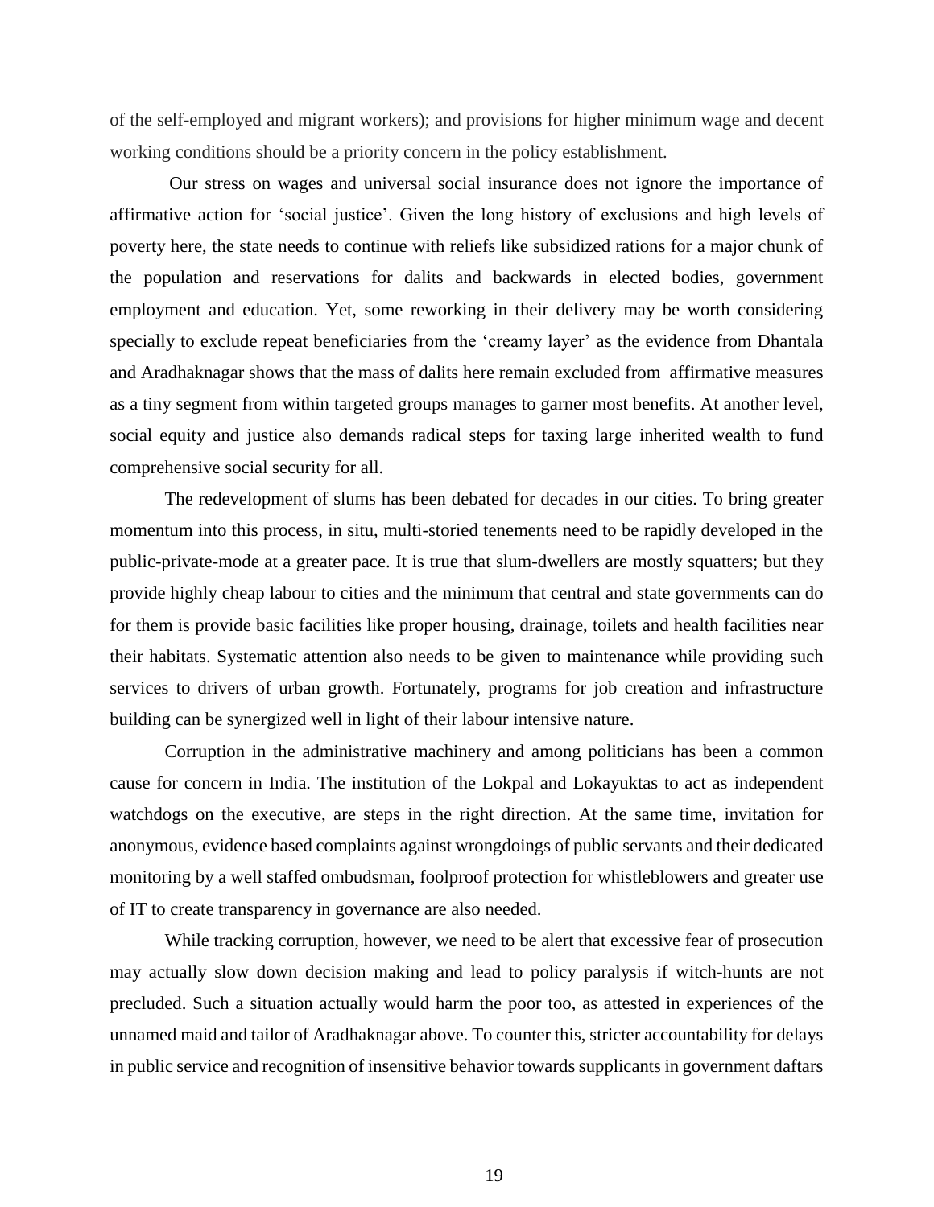of the self-employed and migrant workers); and provisions for higher minimum wage and decent working conditions should be a priority concern in the policy establishment.

Our stress on wages and universal social insurance does not ignore the importance of affirmative action for 'social justice'. Given the long history of exclusions and high levels of poverty here, the state needs to continue with reliefs like subsidized rations for a major chunk of the population and reservations for dalits and backwards in elected bodies, government employment and education. Yet, some reworking in their delivery may be worth considering specially to exclude repeat beneficiaries from the 'creamy layer' as the evidence from Dhantala and Aradhaknagar shows that the mass of dalits here remain excluded from affirmative measures as a tiny segment from within targeted groups manages to garner most benefits. At another level, social equity and justice also demands radical steps for taxing large inherited wealth to fund comprehensive social security for all.

The redevelopment of slums has been debated for decades in our cities. To bring greater momentum into this process, in situ, multi-storied tenements need to be rapidly developed in the public-private-mode at a greater pace. It is true that slum-dwellers are mostly squatters; but they provide highly cheap labour to cities and the minimum that central and state governments can do for them is provide basic facilities like proper housing, drainage, toilets and health facilities near their habitats. Systematic attention also needs to be given to maintenance while providing such services to drivers of urban growth. Fortunately, programs for job creation and infrastructure building can be synergized well in light of their labour intensive nature.

Corruption in the administrative machinery and among politicians has been a common cause for concern in India. The institution of the Lokpal and Lokayuktas to act as independent watchdogs on the executive, are steps in the right direction. At the same time, invitation for anonymous, evidence based complaints against wrongdoings of public servants and their dedicated monitoring by a well staffed ombudsman, foolproof protection for whistleblowers and greater use of IT to create transparency in governance are also needed.

While tracking corruption, however, we need to be alert that excessive fear of prosecution may actually slow down decision making and lead to policy paralysis if witch-hunts are not precluded. Such a situation actually would harm the poor too, as attested in experiences of the unnamed maid and tailor of Aradhaknagar above. To counter this, stricter accountability for delays in public service and recognition of insensitive behavior towards supplicants in government daftars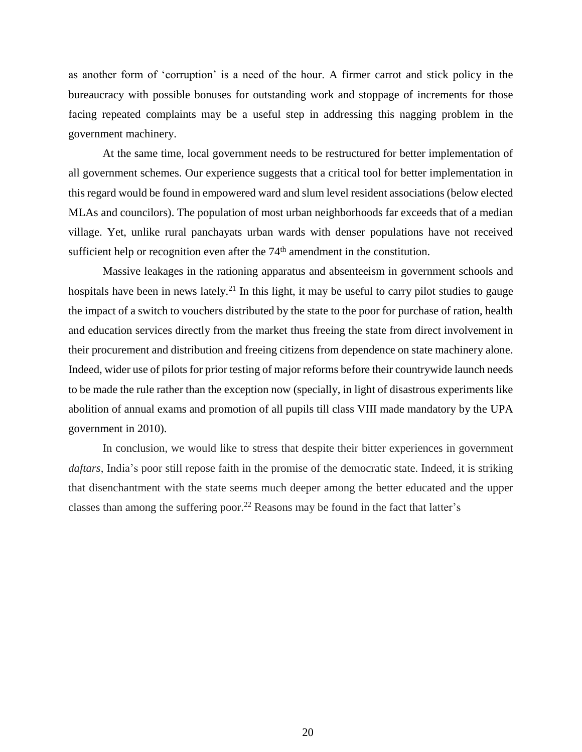as another form of 'corruption' is a need of the hour. A firmer carrot and stick policy in the bureaucracy with possible bonuses for outstanding work and stoppage of increments for those facing repeated complaints may be a useful step in addressing this nagging problem in the government machinery.

At the same time, local government needs to be restructured for better implementation of all government schemes. Our experience suggests that a critical tool for better implementation in this regard would be found in empowered ward and slum level resident associations (below elected MLAs and councilors). The population of most urban neighborhoods far exceeds that of a median village. Yet, unlike rural panchayats urban wards with denser populations have not received sufficient help or recognition even after the 74th amendment in the constitution.

Massive leakages in the rationing apparatus and absenteeism in government schools and hospitals have been in news lately.[21] In this light, it may be useful to carry pilot studies to gauge the impact of a switch to vouchers distributed by the state to the poor for purchase of ration, health and education services directly from the market thus freeing the state from direct involvement in their procurement and distribution and freeing citizens from dependence on state machinery alone. Indeed, wider use of pilots for prior testing of major reforms before their countrywide launch needs to be made the rule rather than the exception now (specially, in light of disastrous experiments like abolition of annual exams and promotion of all pupils till class VIII made mandatory by the UPA government in 2010).

In conclusion, we would like to stress that despite their bitter experiences in government *daftars*, India's poor still repose faith in the promise of the democratic state. Indeed, it is striking that disenchantment with the state seems much deeper among the better educated and the upper classes than among the suffering poor.[22] Reasons may be found in the fact that latter's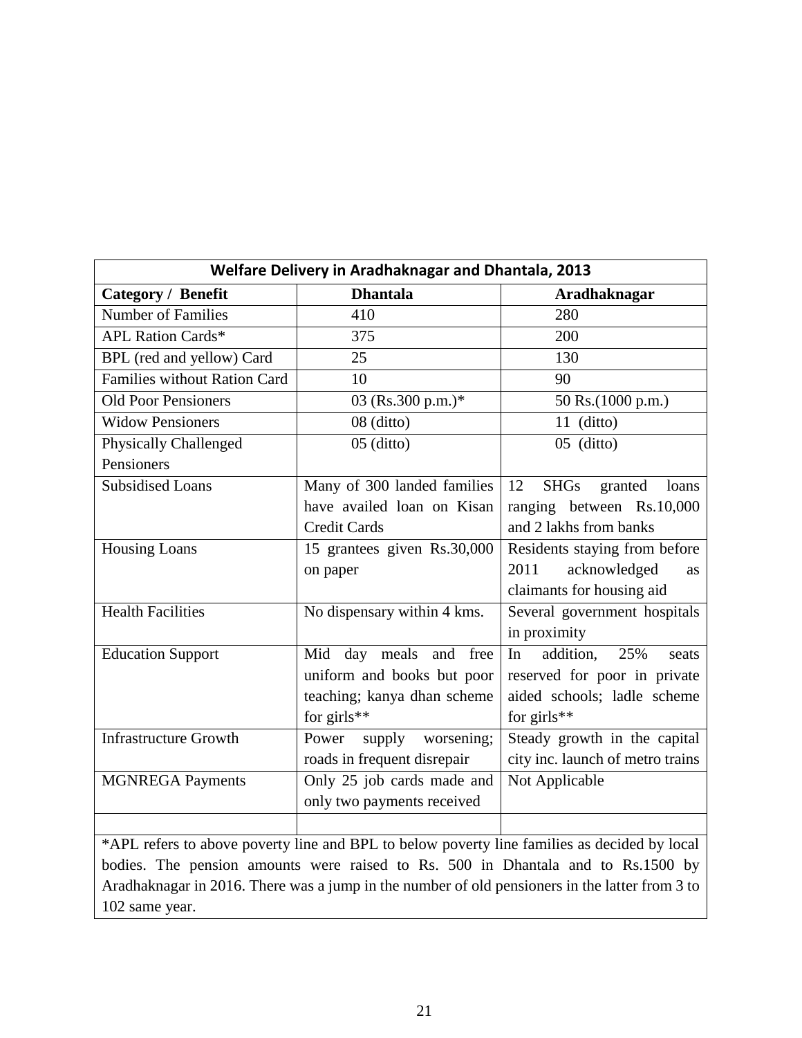| Welfare Delivery in Aradhaknagar and Dhantala, 2013 | | |
|---|---|---|
| **Category / Benefit** | **Dhantala** | **Aradhaknagar** |
| Number of Families | 410 | 280 |
| APL Ration Cards* | 375 | 200 |
| BPL (red and yellow) Card | 25 | 130 |
| Families without Ration Card | 10 | 90 |
| Old Poor Pensioners | 03 (Rs.300 p.m.)* | 50 Rs.(1000 p.m.) |
| Widow Pensioners | 08 (ditto) | 11 (ditto) |
| Physically Challenged Pensioners | 05 (ditto) | 05 (ditto) |
| Subsidised Loans | Many of 300 landed families have availed loan on Kisan Credit Cards | 12 SHGs granted loans ranging between Rs.10,000 and 2 lakhs from banks |
| Housing Loans | 15 grantees given Rs.30,000 on paper | Residents staying from before 2011 acknowledged as claimants for housing aid |
| Health Facilities | No dispensary within 4 kms. | Several government hospitals in proximity |
| Education Support | Mid day meals and free uniform and books but poor teaching; kanya dhan scheme for girls** | In addition, 25% seats reserved for poor in private aided schools; ladle scheme for girls** |
| Infrastructure Growth | Power supply worsening; roads in frequent disrepair | Steady growth in the capital city inc. launch of metro trains |
| MGNREGA Payments | Only 25 job cards made and only two payments received | Not Applicable |
| | | |

*APL refers to above poverty line and BPL to below poverty line families as decided by local bodies. The pension amounts were raised to Rs. 500 in Dhantala and to Rs.1500 by Aradhaknagar in 2016. There was a jump in the number of old pensioners in the latter from 3 to 102 same year.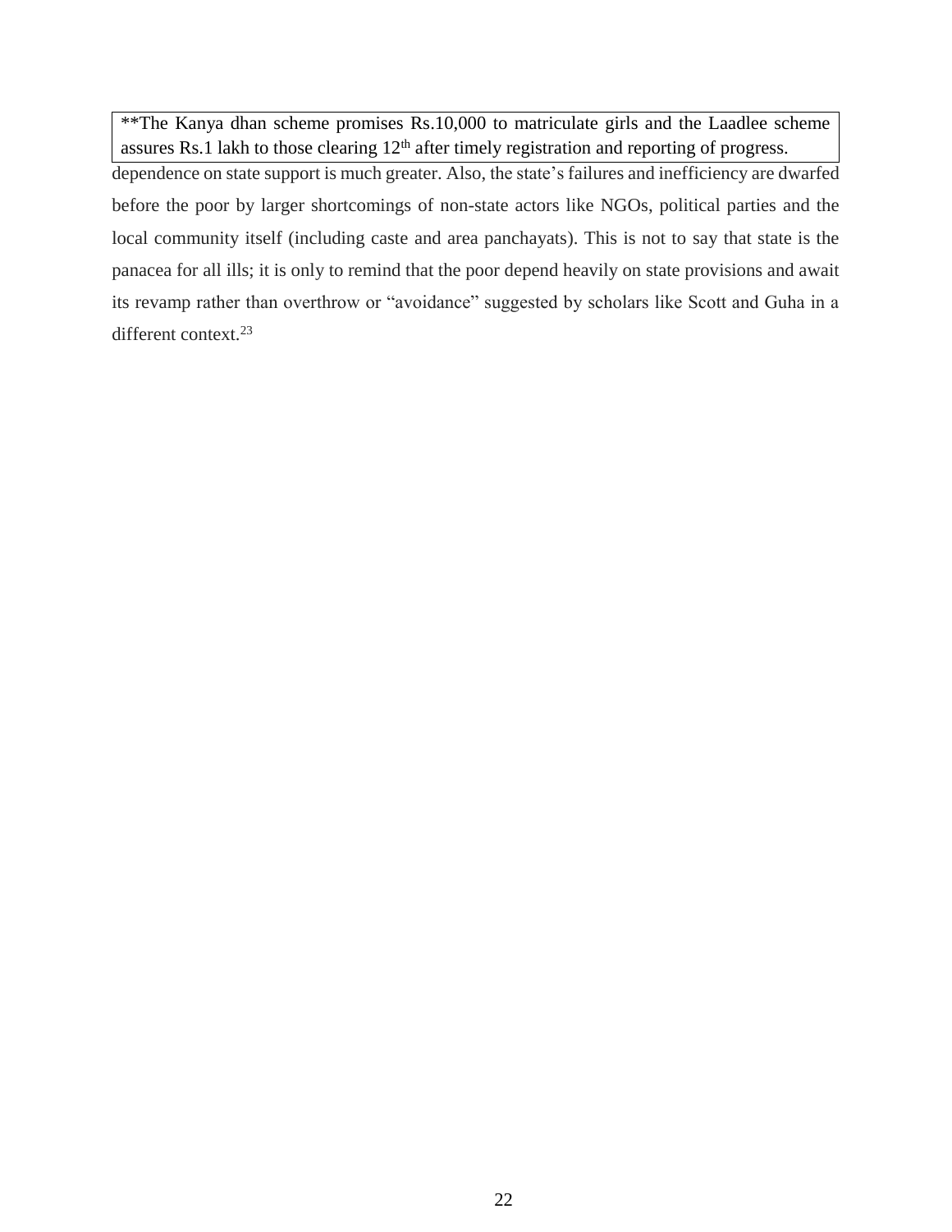**The Kanya dhan scheme promises Rs.10,000 to matriculate girls and the Laadlee scheme assures Rs.1 lakh to those clearing 12th after timely registration and reporting of progress.

dependence on state support is much greater. Also, the state's failures and inefficiency are dwarfed before the poor by larger shortcomings of non-state actors like NGOs, political parties and the local community itself (including caste and area panchayats). This is not to say that state is the panacea for all ills; it is only to remind that the poor depend heavily on state provisions and await its revamp rather than overthrow or "avoidance" suggested by scholars like Scott and Guha in a different context.[23]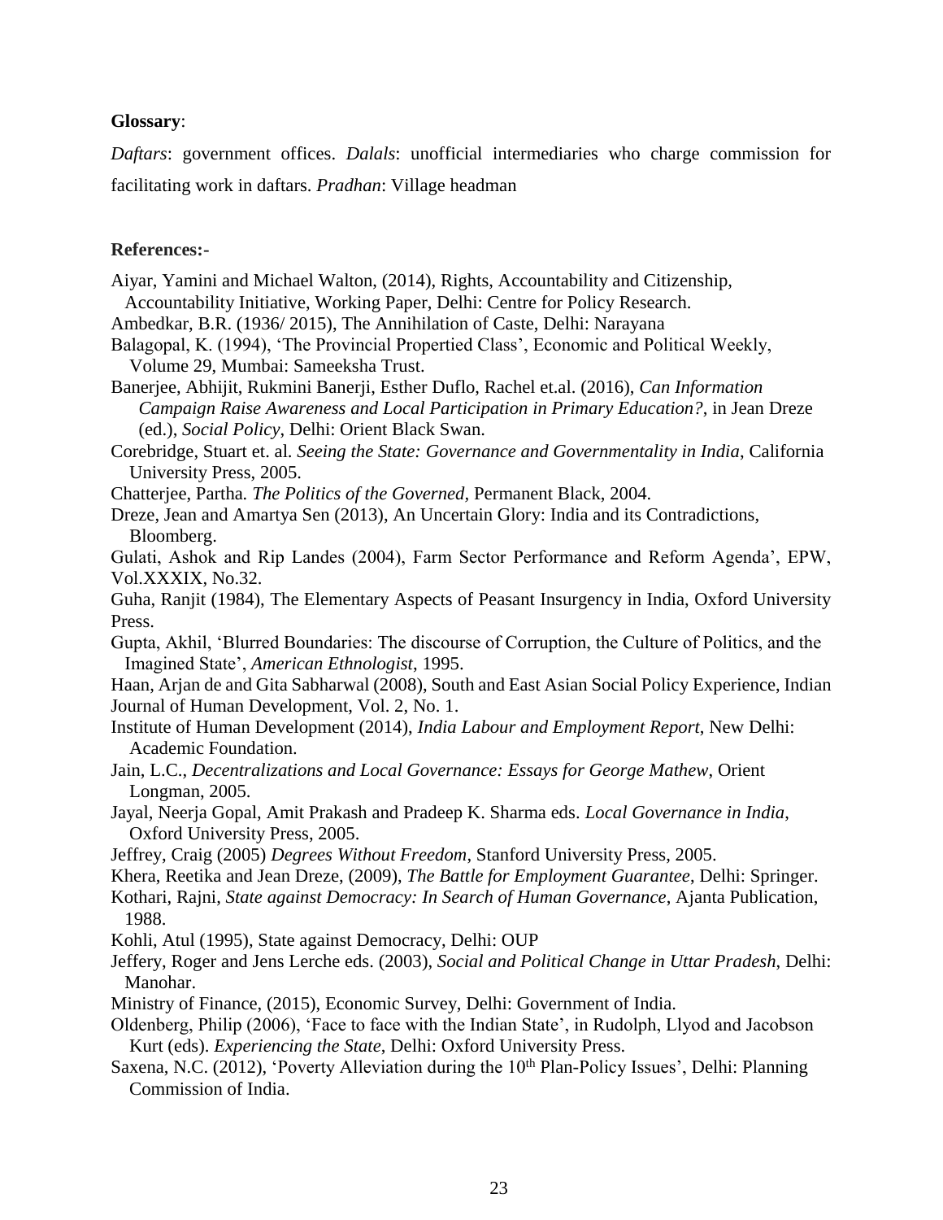**Glossary**:

*Daftars*: government offices. *Dalals*: unofficial intermediaries who charge commission for facilitating work in daftars. *Pradhan*: Village headman

**References:-**

Aiyar, Yamini and Michael Walton, (2014), Rights, Accountability and Citizenship, Accountability Initiative, Working Paper, Delhi: Centre for Policy Research.

Ambedkar, B.R. (1936/ 2015), The Annihilation of Caste, Delhi: Narayana

Balagopal, K. (1994), 'The Provincial Propertied Class', Economic and Political Weekly, Volume 29, Mumbai: Sameeksha Trust.

Banerjee, Abhijit, Rukmini Banerji, Esther Duflo, Rachel et.al. (2016), *Can Information Campaign Raise Awareness and Local Participation in Primary Education?*, in Jean Dreze (ed.), *Social Policy*, Delhi: Orient Black Swan.

Corebridge, Stuart et. al. *Seeing the State: Governance and Governmentality in India*, California University Press, 2005.

Chatterjee, Partha. *The Politics of the Governed*, Permanent Black, 2004.

Dreze, Jean and Amartya Sen (2013), An Uncertain Glory: India and its Contradictions, Bloomberg.

Gulati, Ashok and Rip Landes (2004), Farm Sector Performance and Reform Agenda', EPW, Vol.XXXIX, No.32.

Guha, Ranjit (1984), The Elementary Aspects of Peasant Insurgency in India, Oxford University Press.

Gupta, Akhil, 'Blurred Boundaries: The discourse of Corruption, the Culture of Politics, and the Imagined State', *American Ethnologist*, 1995.

Haan, Arjan de and Gita Sabharwal (2008), South and East Asian Social Policy Experience, Indian Journal of Human Development, Vol. 2, No. 1.

Institute of Human Development (2014), *India Labour and Employment Report*, New Delhi: Academic Foundation.

Jain, L.C., *Decentralizations and Local Governance: Essays for George Mathew*, Orient Longman, 2005.

Jayal, Neerja Gopal, Amit Prakash and Pradeep K. Sharma eds. *Local Governance in India*, Oxford University Press, 2005.

Jeffrey, Craig (2005) *Degrees Without Freedom*, Stanford University Press, 2005.

Khera, Reetika and Jean Dreze, (2009), *The Battle for Employment Guarantee*, Delhi: Springer.

Kothari, Rajni, *State against Democracy: In Search of Human Governance*, Ajanta Publication, 1988.

Kohli, Atul (1995), State against Democracy, Delhi: OUP

Jeffery, Roger and Jens Lerche eds. (2003), *Social and Political Change in Uttar Pradesh*, Delhi: Manohar.

Ministry of Finance, (2015), Economic Survey, Delhi: Government of India.

Oldenberg, Philip (2006), 'Face to face with the Indian State', in Rudolph, Llyod and Jacobson Kurt (eds). *Experiencing the State*, Delhi: Oxford University Press.

Saxena, N.C. (2012), 'Poverty Alleviation during the 10th Plan-Policy Issues', Delhi: Planning Commission of India.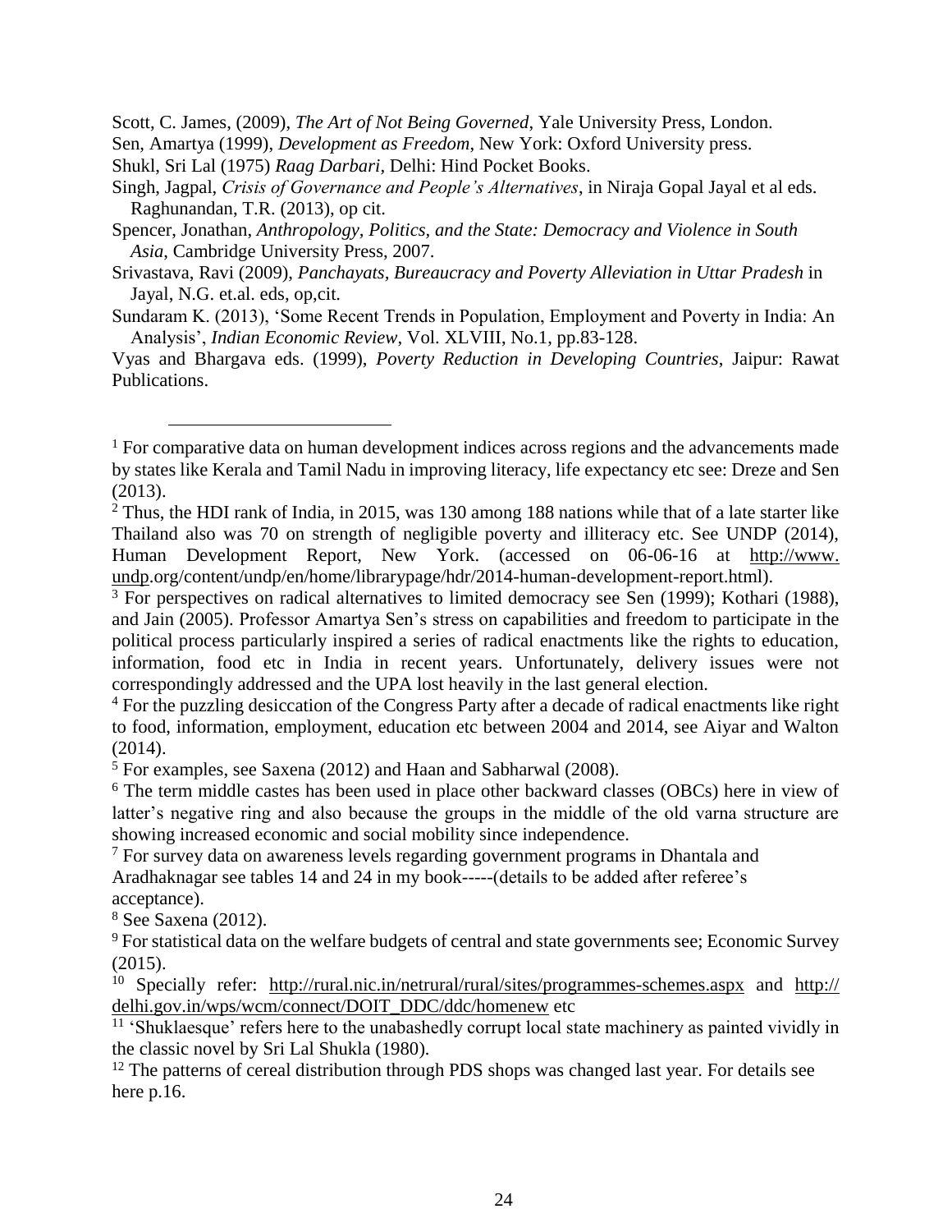Scott, C. James, (2009), *The Art of Not Being Governed*, Yale University Press, London.

Sen, Amartya (1999), *Development as Freedom*, New York: Oxford University press.

Shukl, Sri Lal (1975) *Raag Darbari*, Delhi: Hind Pocket Books.

Singh, Jagpal, *Crisis of Governance and People's Alternatives*, in Niraja Gopal Jayal et al eds. Raghunandan, T.R. (2013), op cit.

Spencer, Jonathan, *Anthropology, Politics, and the State: Democracy and Violence in South Asia*, Cambridge University Press, 2007.

Srivastava, Ravi (2009), *Panchayats, Bureaucracy and Poverty Alleviation in Uttar Pradesh* in Jayal, N.G. et.al. eds, op,cit.

Sundaram K. (2013), 'Some Recent Trends in Population, Employment and Poverty in India: An Analysis', *Indian Economic Review*, Vol. XLVIII, No.1, pp.83-128.

Vyas and Bhargava eds. (1999), *Poverty Reduction in Developing Countries*, Jaipur: Rawat Publications.

---

[1] For comparative data on human development indices across regions and the advancements made by states like Kerala and Tamil Nadu in improving literacy, life expectancy etc see: Dreze and Sen (2013).

[2] Thus, the HDI rank of India, in 2015, was 130 among 188 nations while that of a late starter like Thailand also was 70 on strength of negligible poverty and illiteracy etc. See UNDP (2014), Human Development Report, New York. (accessed on 06-06-16 at http://www.undp.org/content/undp/en/home/librarypage/hdr/2014-human-development-report.html).

[3] For perspectives on radical alternatives to limited democracy see Sen (1999); Kothari (1988), and Jain (2005). Professor Amartya Sen's stress on capabilities and freedom to participate in the political process particularly inspired a series of radical enactments like the rights to education, information, food etc in India in recent years. Unfortunately, delivery issues were not correspondingly addressed and the UPA lost heavily in the last general election.

[4] For the puzzling desiccation of the Congress Party after a decade of radical enactments like right to food, information, employment, education etc between 2004 and 2014, see Aiyar and Walton (2014).

[5] For examples, see Saxena (2012) and Haan and Sabharwal (2008).

[6] The term middle castes has been used in place other backward classes (OBCs) here in view of latter's negative ring and also because the groups in the middle of the old varna structure are showing increased economic and social mobility since independence.

[7] For survey data on awareness levels regarding government programs in Dhantala and Aradhaknagar see tables 14 and 24 in my book-----(details to be added after referee's acceptance).

[8] See Saxena (2012).

[9] For statistical data on the welfare budgets of central and state governments see; Economic Survey (2015).

[10] Specially refer: http://rural.nic.in/netrural/rural/sites/programmes-schemes.aspx and http://delhi.gov.in/wps/wcm/connect/DOIT_DDC/ddc/homenew etc

[11] 'Shuklaesque' refers here to the unabashedly corrupt local state machinery as painted vividly in the classic novel by Sri Lal Shukla (1980).

[12] The patterns of cereal distribution through PDS shops was changed last year. For details see here p.16.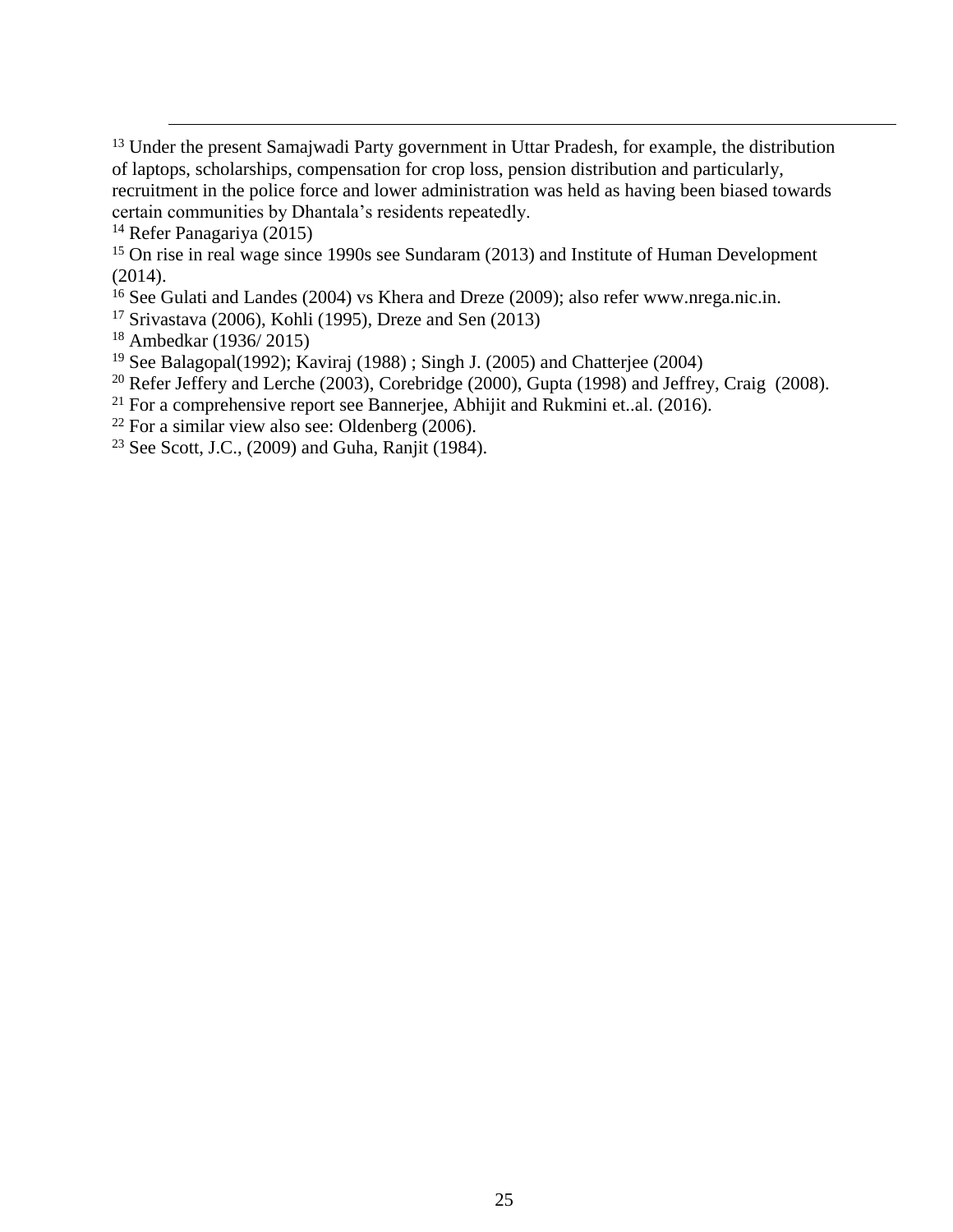[13] Under the present Samajwadi Party government in Uttar Pradesh, for example, the distribution of laptops, scholarships, compensation for crop loss, pension distribution and particularly, recruitment in the police force and lower administration was held as having been biased towards certain communities by Dhantala's residents repeatedly.

[14] Refer Panagariya (2015)

[15] On rise in real wage since 1990s see Sundaram (2013) and Institute of Human Development (2014).

[16] See Gulati and Landes (2004) vs Khera and Dreze (2009); also refer www.nrega.nic.in.

[17] Srivastava (2006), Kohli (1995), Dreze and Sen (2013)

[18] Ambedkar (1936/ 2015)

[19] See Balagopal(1992); Kaviraj (1988) ; Singh J. (2005) and Chatterjee (2004)

[20] Refer Jeffery and Lerche (2003), Corebridge (2000), Gupta (1998) and Jeffrey, Craig (2008).

[21] For a comprehensive report see Bannerjee, Abhijit and Rukmini et..al. (2016).

[22] For a similar view also see: Oldenberg (2006).

[23] See Scott, J.C., (2009) and Guha, Ranjit (1984).